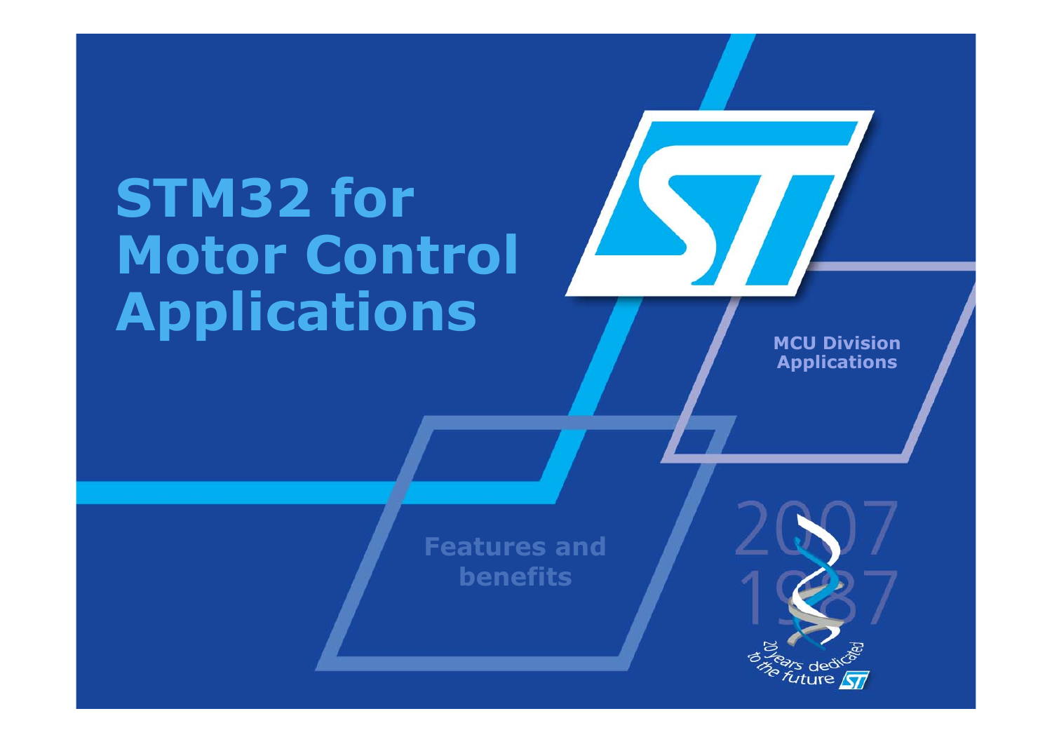# STM32 for Motor Control Applications

**MCU Division Applications**

**Features and benefits**

2007
1987

20 years dedicated to the future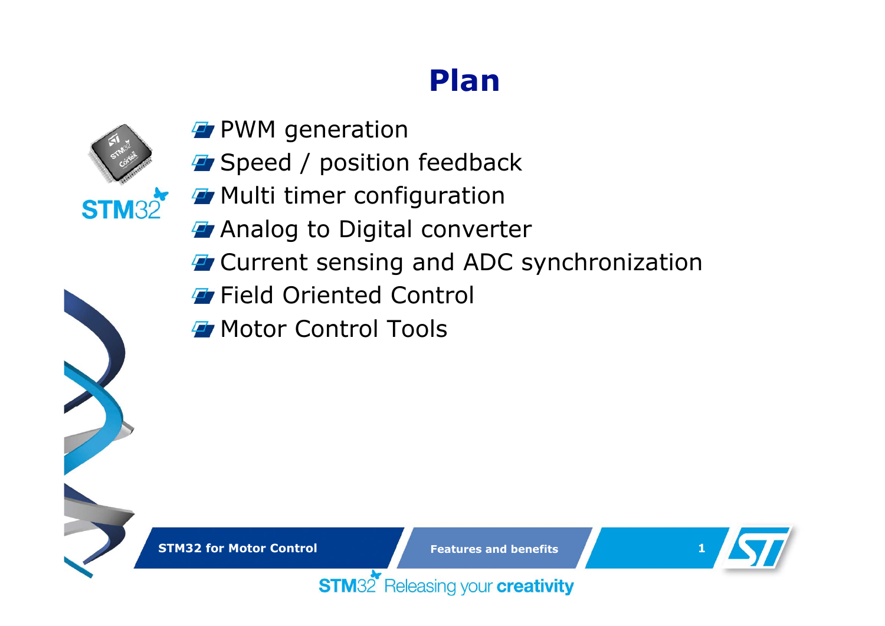# Plan

- PWM generation
- Speed / position feedback
- Multi timer configuration
- Analog to Digital converter
- Current sensing and ADC synchronization
- Field Oriented Control
- Motor Control Tools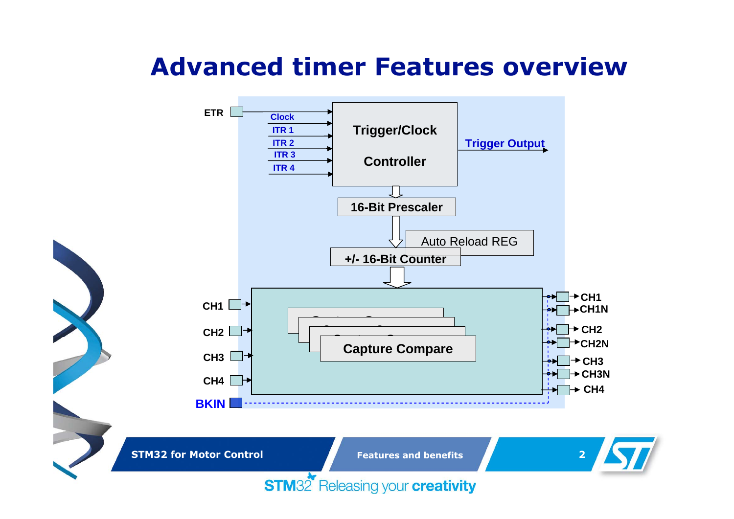# Advanced timer Features overview

ETR

Clock

ITR 1

ITR 2

ITR 3

ITR 4

Trigger/Clock Controller

Trigger Output

16-Bit Prescaler

Auto Reload REG

+/- 16-Bit Counter

Capture Compare

CH1

CH2

CH3

CH4

BKIN

CH1

CH1N

CH2

CH2N

CH3

CH3N

CH4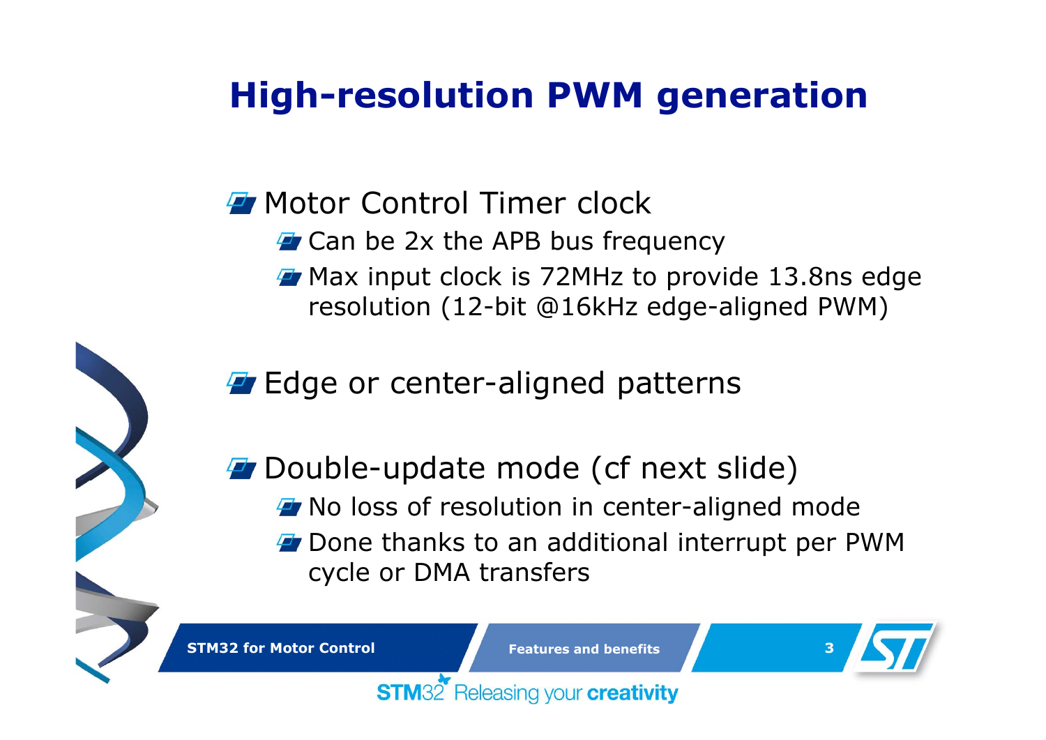# High-resolution PWM generation

- Motor Control Timer clock
  - Can be 2x the APB bus frequency
  - Max input clock is 72MHz to provide 13.8ns edge resolution (12-bit @16kHz edge-aligned PWM)
- Edge or center-aligned patterns
- Double-update mode (cf next slide)
  - No loss of resolution in center-aligned mode
  - Done thanks to an additional interrupt per PWM cycle or DMA transfers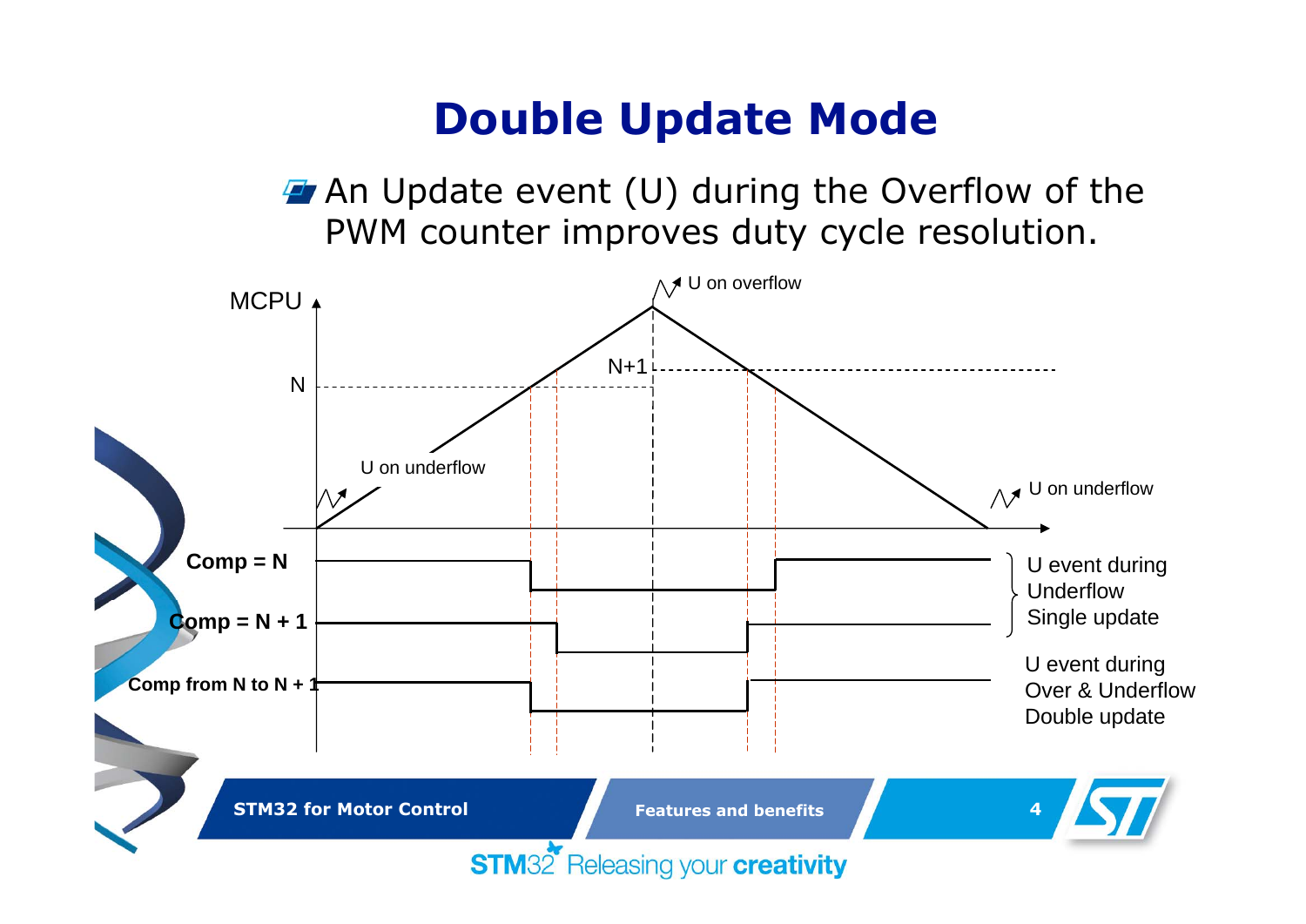# Double Update Mode

- An Update event (U) during the Overflow of the PWM counter improves duty cycle resolution.

MCPU

U on overflow

N+1

N

U on underflow

U on underflow

Comp = N

Comp = N + 1

Comp from N to N + 1

U event during Underflow Single update

U event during Over & Underflow Double update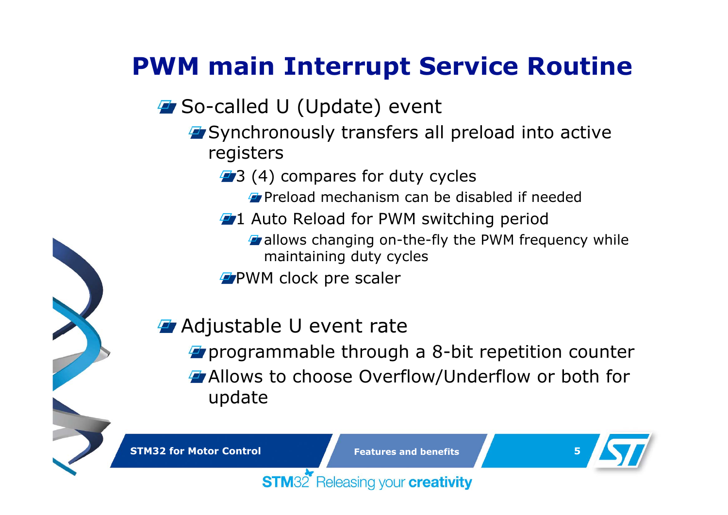# PWM main Interrupt Service Routine

- So-called U (Update) event
  - Synchronously transfers all preload into active registers
    - 3 (4) compares for duty cycles
      - Preload mechanism can be disabled if needed
    - 1 Auto Reload for PWM switching period
      - allows changing on-the-fly the PWM frequency while maintaining duty cycles
    - PWM clock pre scaler
- Adjustable U event rate
  - programmable through a 8-bit repetition counter
  - Allows to choose Overflow/Underflow or both for update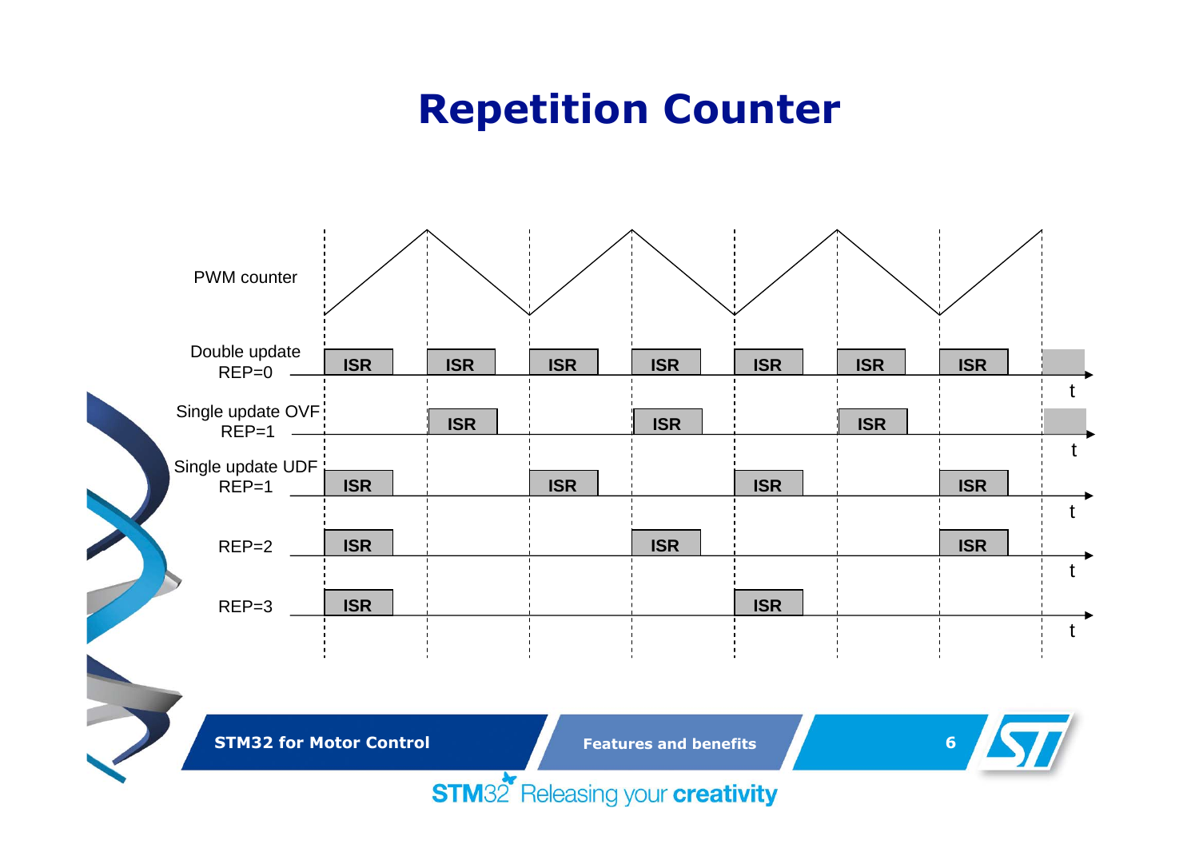# Repetition Counter

PWM counter

Double update
REP=0

ISR ISR ISR ISR ISR ISR ISR

Single update OVF
REP=1

ISR ISR ISR

Single update UDF
REP=1

ISR ISR ISR ISR

REP=2

ISR ISR ISR

REP=3

ISR ISR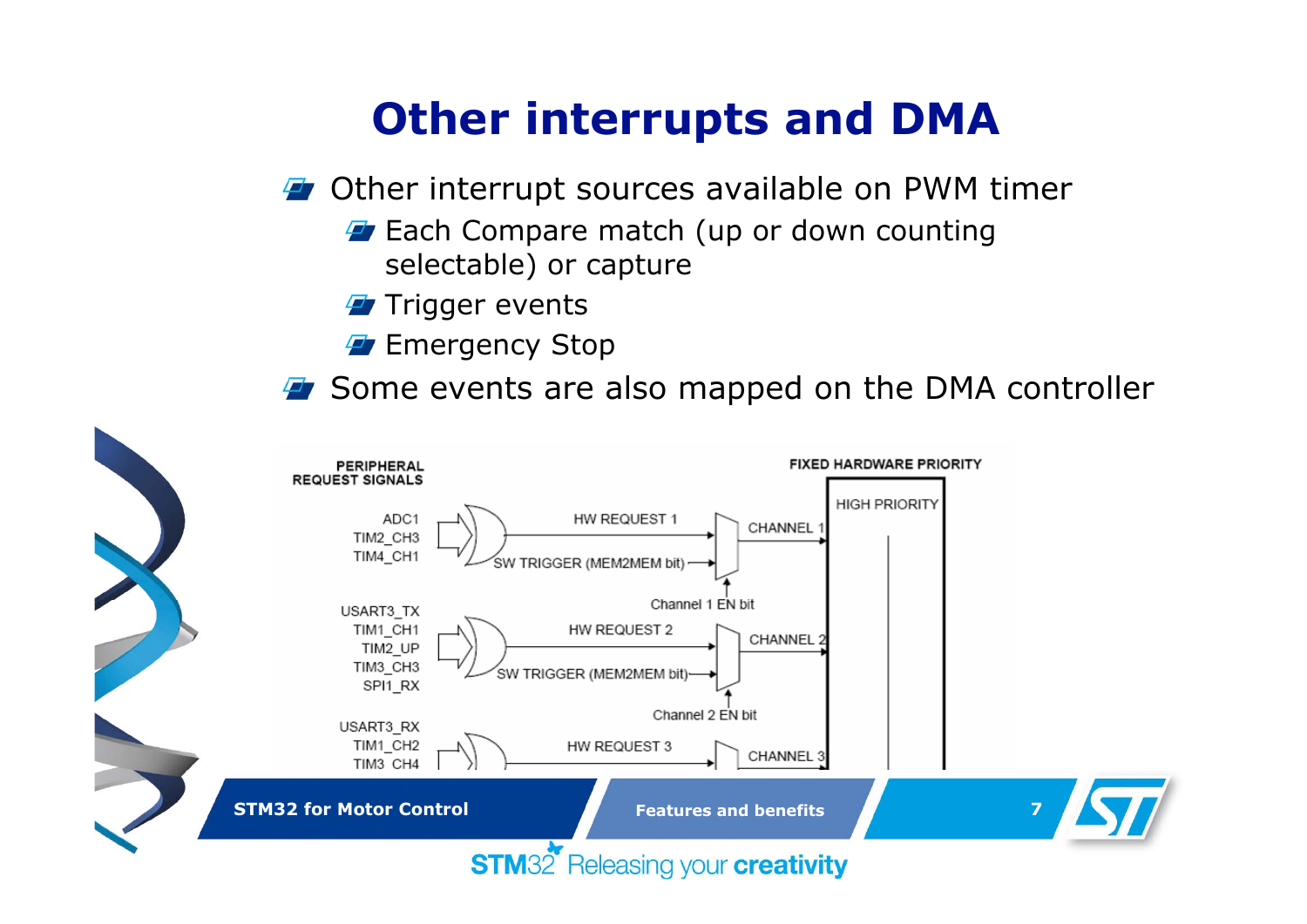# Other interrupts and DMA

- Other interrupt sources available on PWM timer
  - Each Compare match (up or down counting selectable) or capture
  - Trigger events
  - Emergency Stop
- Some events are also mapped on the DMA controller

PERIPHERAL REQUEST SIGNALS

FIXED HARDWARE PRIORITY

HIGH PRIORITY

ADC1
TIM2_CH3
TIM4_CH1

HW REQUEST 1

SW TRIGGER (MEM2MEM bit)

CHANNEL 1

Channel 1 EN bit

USART3_TX
TIM1_CH1
TIM2_UP
TIM3_CH3
SPI1_RX

HW REQUEST 2

SW TRIGGER (MEM2MEM bit)

CHANNEL 2

Channel 2 EN bit

USART3_RX
TIM1_CH2
TIM3_CH4

HW REQUEST 3

CHANNEL 3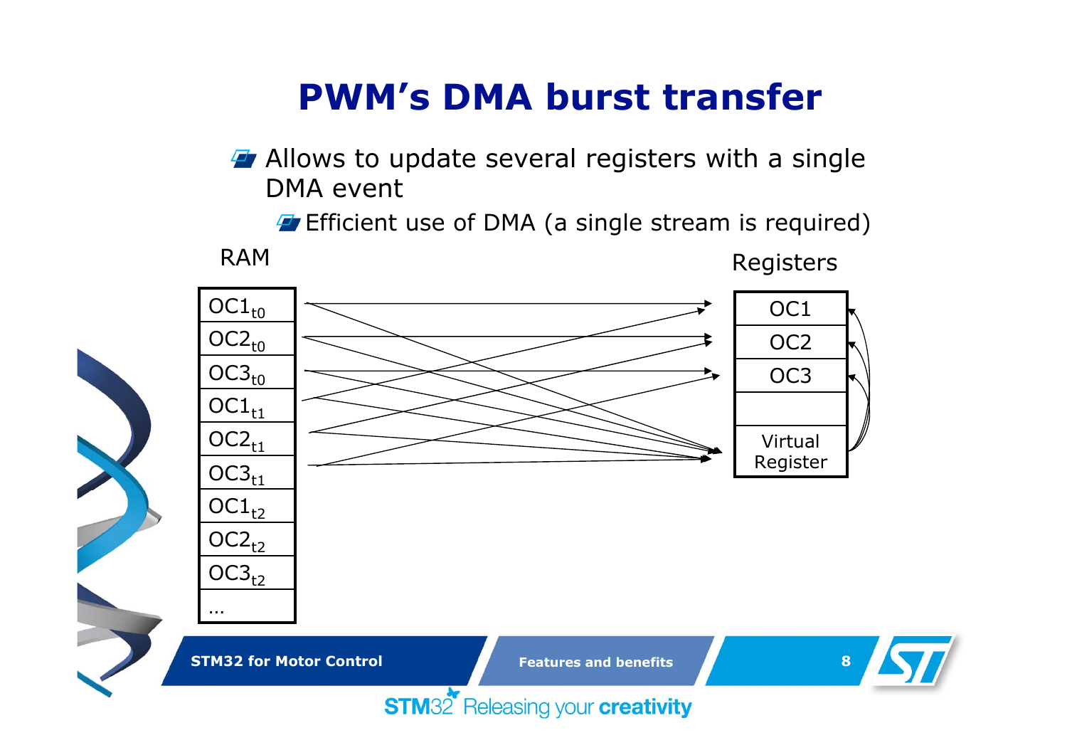# PWM's DMA burst transfer

- Allows to update several registers with a single DMA event
  - Efficient use of DMA (a single stream is required)

RAM

| |
|---|
| $OC1_{t0}$ |
| $OC2_{t0}$ |
| $OC3_{t0}$ |
| $OC1_{t1}$ |
| $OC2_{t1}$ |
| $OC3_{t1}$ |
| $OC1_{t2}$ |
| $OC2_{t2}$ |
| $OC3_{t2}$ |
| … |

Registers

| |
|---|
| OC1 |
| OC2 |
| OC3 |
| |
| Virtual Register |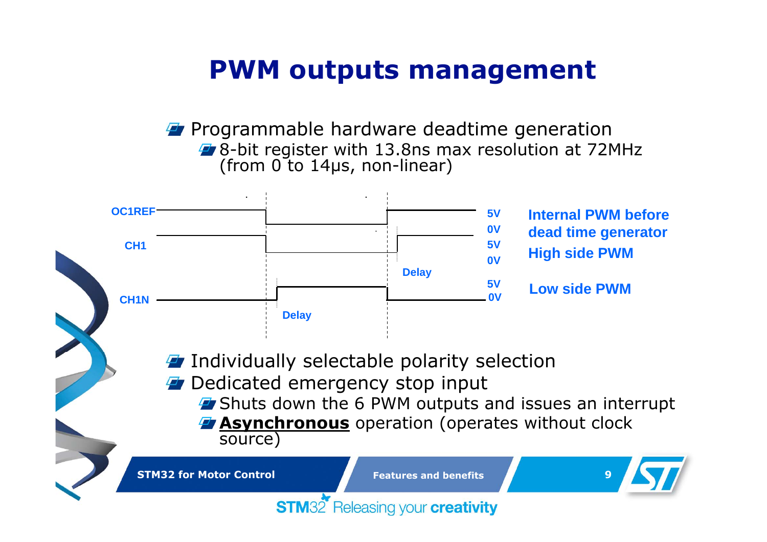# PWM outputs management

- Programmable hardware deadtime generation
  - 8-bit register with 13.8ns max resolution at 72MHz (from 0 to 14µs, non-linear)

OC1REF — 5V / 0V — Internal PWM before dead time generator

CH1 — 5V / 0V — High side PWM

CH1N — 5V / 0V — Low side PWM

Delay

Delay

- Individually selectable polarity selection
- Dedicated emergency stop input
  - Shuts down the 6 PWM outputs and issues an interrupt
  - **Asynchronous** operation (operates without clock source)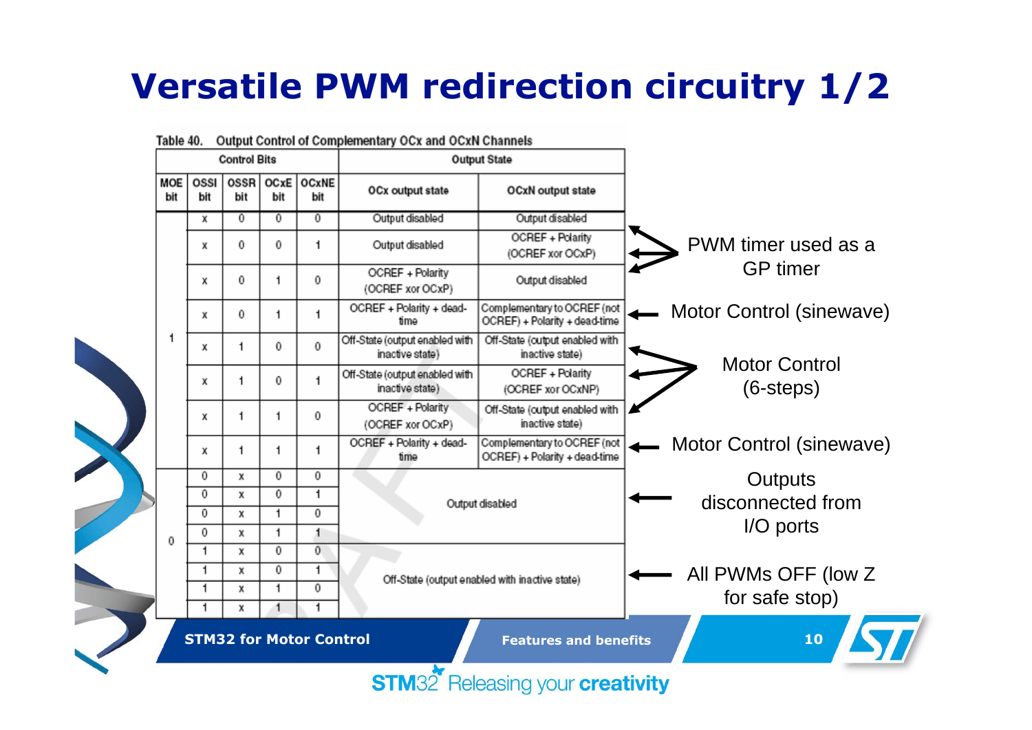# Versatile PWM redirection circuitry 1/2

Table 40. Output Control of Complementary OCx and OCxN Channels

| Control Bits | | | | | Output State | | |
|---|---|---|---|---|---|---|---|
| MOE bit | OSSI bit | OSSR bit | OCxE bit | OCxNE bit | OCx output state | OCxN output state | |
| 1 | x | 0 | 0 | 0 | Output disabled | Output disabled | PWM timer used as a GP timer |
| | x | 0 | 0 | 1 | Output disabled | OCREF + Polarity (OCREF xor OCxP) | PWM timer used as a GP timer |
| | x | 0 | 1 | 0 | OCREF + Polarity (OCREF xor OCxP) | Output disabled | PWM timer used as a GP timer |
| | x | 0 | 1 | 1 | OCREF + Polarity + dead-time | Complementary to OCREF (not OCREF) + Polarity + dead-time | Motor Control (sinewave) |
| | x | 1 | 0 | 0 | Off-State (output enabled with inactive state) | Off-State (output enabled with inactive state) | Motor Control (6-steps) |
| | x | 1 | 0 | 1 | Off-State (output enabled with inactive state) | OCREF + Polarity (OCREF xor OCxNP) | Motor Control (6-steps) |
| | x | 1 | 1 | 0 | OCREF + Polarity (OCREF xor OCxP) | Off-State (output enabled with inactive state) | Motor Control (6-steps) |
| | x | 1 | 1 | 1 | OCREF + Polarity + dead-time | Complementary to OCREF (not OCREF) + Polarity + dead-time | Motor Control (sinewave) |
| 0 | 0 | x | 0 | 0 | Output disabled | | Outputs disconnected from I/O ports |
| | 0 | x | 0 | 1 | | | |
| | 0 | x | 1 | 0 | | | |
| | 0 | x | 1 | 1 | | | |
| | 1 | x | 0 | 0 | Off-State (output enabled with inactive state) | | All PWMs OFF (low Z for safe stop) |
| | 1 | x | 0 | 1 | | | |
| | 1 | x | 1 | 0 | | | |
| | 1 | x | 1 | 1 | | | |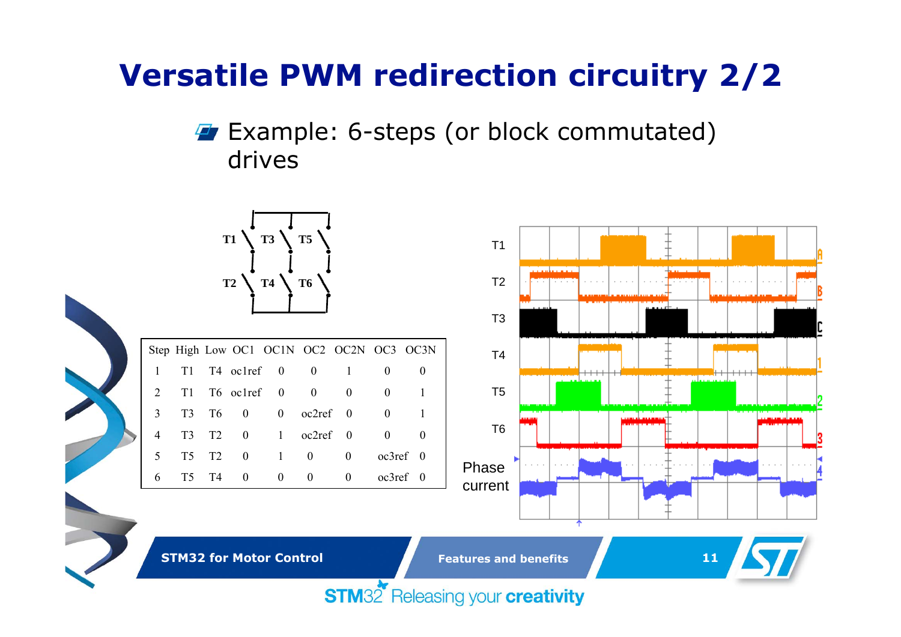# Versatile PWM redirection circuitry 2/2

- Example: 6-steps (or block commutated) drives

| Step | High | Low | OC1 | OC1N | OC2 | OC2N | OC3 | OC3N |
|---|---|---|---|---|---|---|---|---|
| 1 | T1 | T4 | oc1ref | 0 | 0 | 1 | 0 | 0 |
| 2 | T1 | T6 | oc1ref | 0 | 0 | 0 | 0 | 1 |
| 3 | T3 | T6 | 0 | 0 | oc2ref | 0 | 0 | 1 |
| 4 | T3 | T2 | 0 | 1 | oc2ref | 0 | 0 | 0 |
| 5 | T5 | T2 | 0 | 1 | 0 | 0 | oc3ref | 0 |
| 6 | T5 | T4 | 0 | 0 | 0 | 0 | oc3ref | 0 |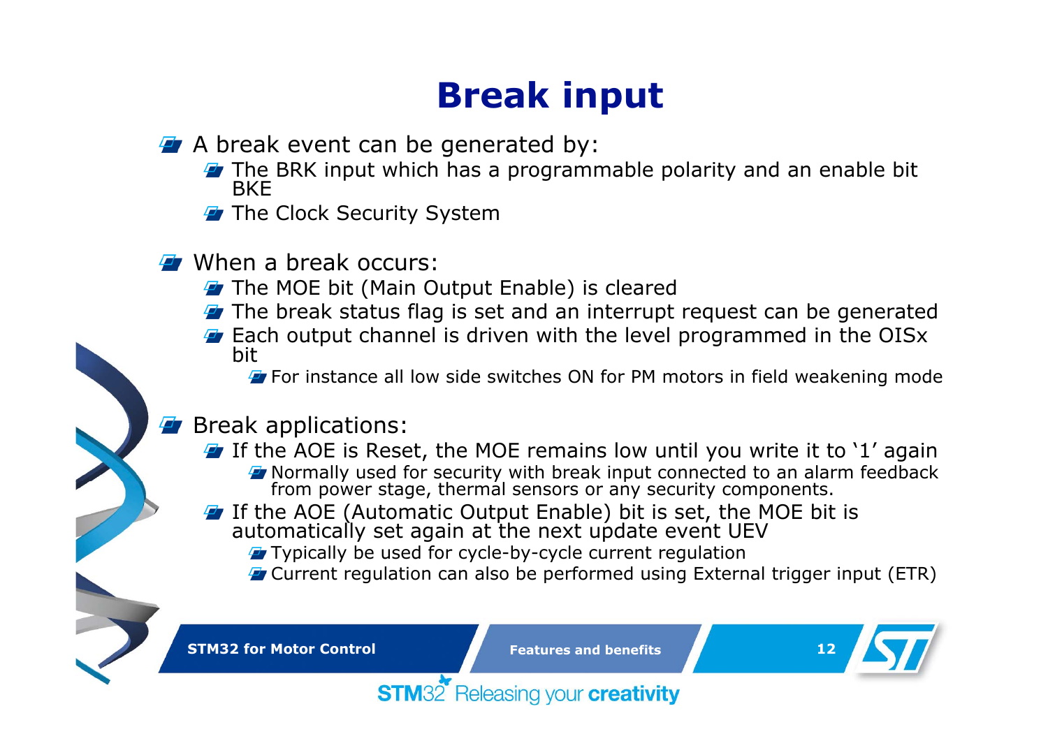# Break input

- A break event can be generated by:
  - The BRK input which has a programmable polarity and an enable bit BKE
  - The Clock Security System
- When a break occurs:
  - The MOE bit (Main Output Enable) is cleared
  - The break status flag is set and an interrupt request can be generated
  - Each output channel is driven with the level programmed in the OISx bit
    - For instance all low side switches ON for PM motors in field weakening mode
- Break applications:
  - If the AOE is Reset, the MOE remains low until you write it to '1' again
    - Normally used for security with break input connected to an alarm feedback from power stage, thermal sensors or any security components.
  - If the AOE (Automatic Output Enable) bit is set, the MOE bit is automatically set again at the next update event UEV
    - Typically be used for cycle-by-cycle current regulation
    - Current regulation can also be performed using External trigger input (ETR)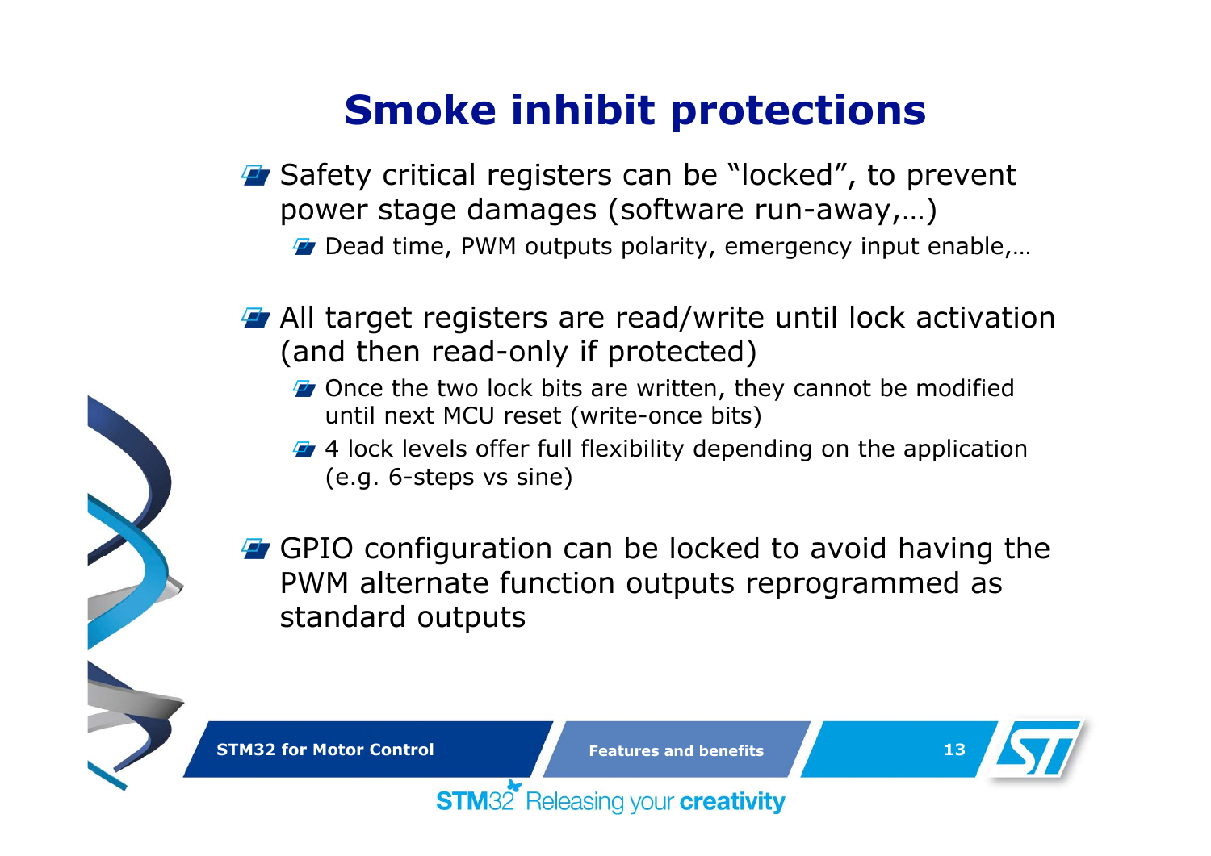# Smoke inhibit protections

- Safety critical registers can be "locked", to prevent power stage damages (software run-away,…)
  - Dead time, PWM outputs polarity, emergency input enable,…
- All target registers are read/write until lock activation (and then read-only if protected)
  - Once the two lock bits are written, they cannot be modified until next MCU reset (write-once bits)
  - 4 lock levels offer full flexibility depending on the application (e.g. 6-steps vs sine)
- GPIO configuration can be locked to avoid having the PWM alternate function outputs reprogrammed as standard outputs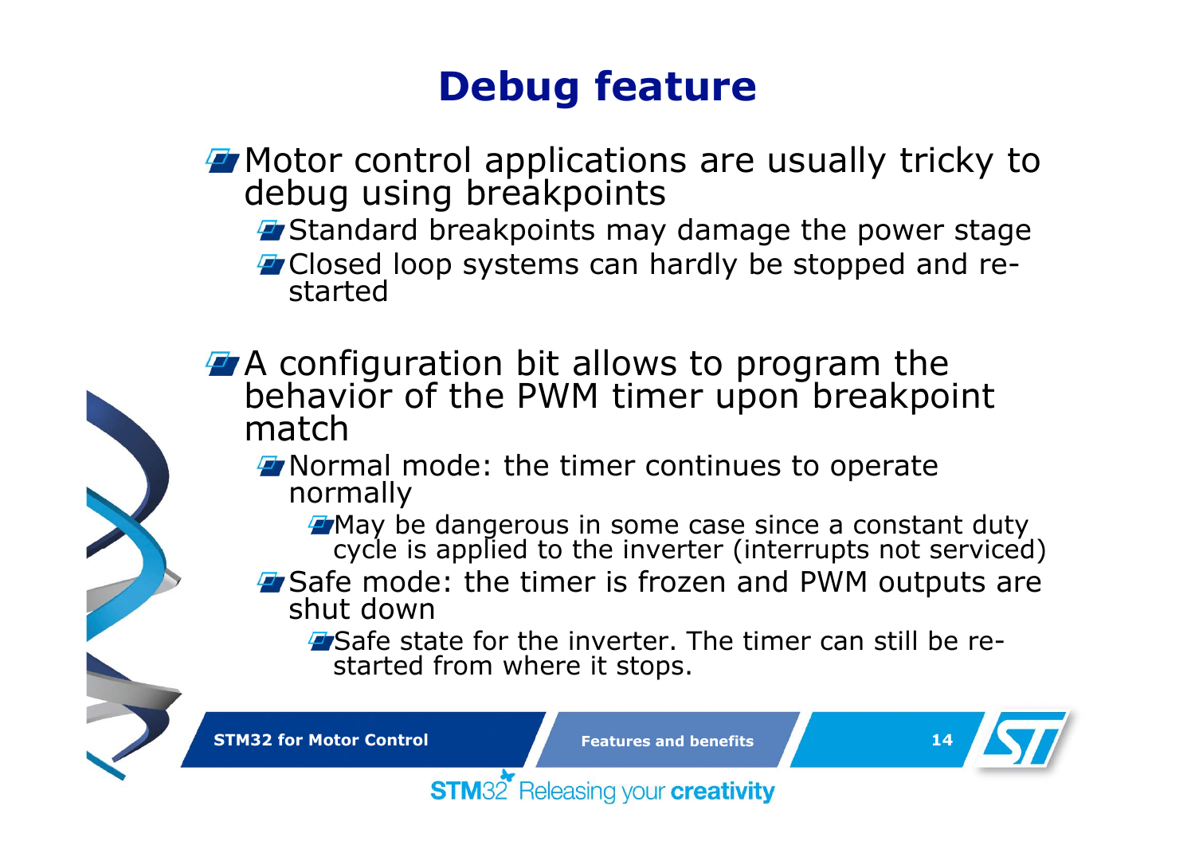# Debug feature

- Motor control applications are usually tricky to debug using breakpoints
  - Standard breakpoints may damage the power stage
  - Closed loop systems can hardly be stopped and re-started

- A configuration bit allows to program the behavior of the PWM timer upon breakpoint match
  - Normal mode: the timer continues to operate normally
    - May be dangerous in some case since a constant duty cycle is applied to the inverter (interrupts not serviced)
  - Safe mode: the timer is frozen and PWM outputs are shut down
    - Safe state for the inverter. The timer can still be re-started from where it stops.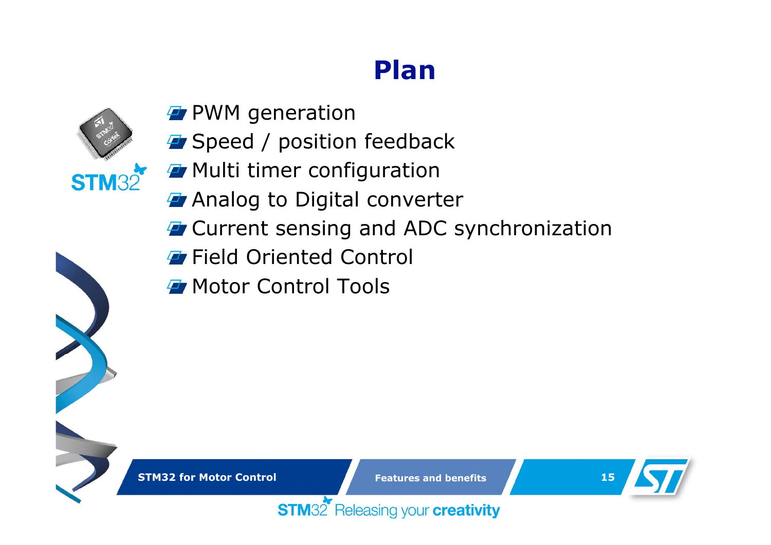# Plan

- PWM generation
- Speed / position feedback
- Multi timer configuration
- Analog to Digital converter
- Current sensing and ADC synchronization
- Field Oriented Control
- Motor Control Tools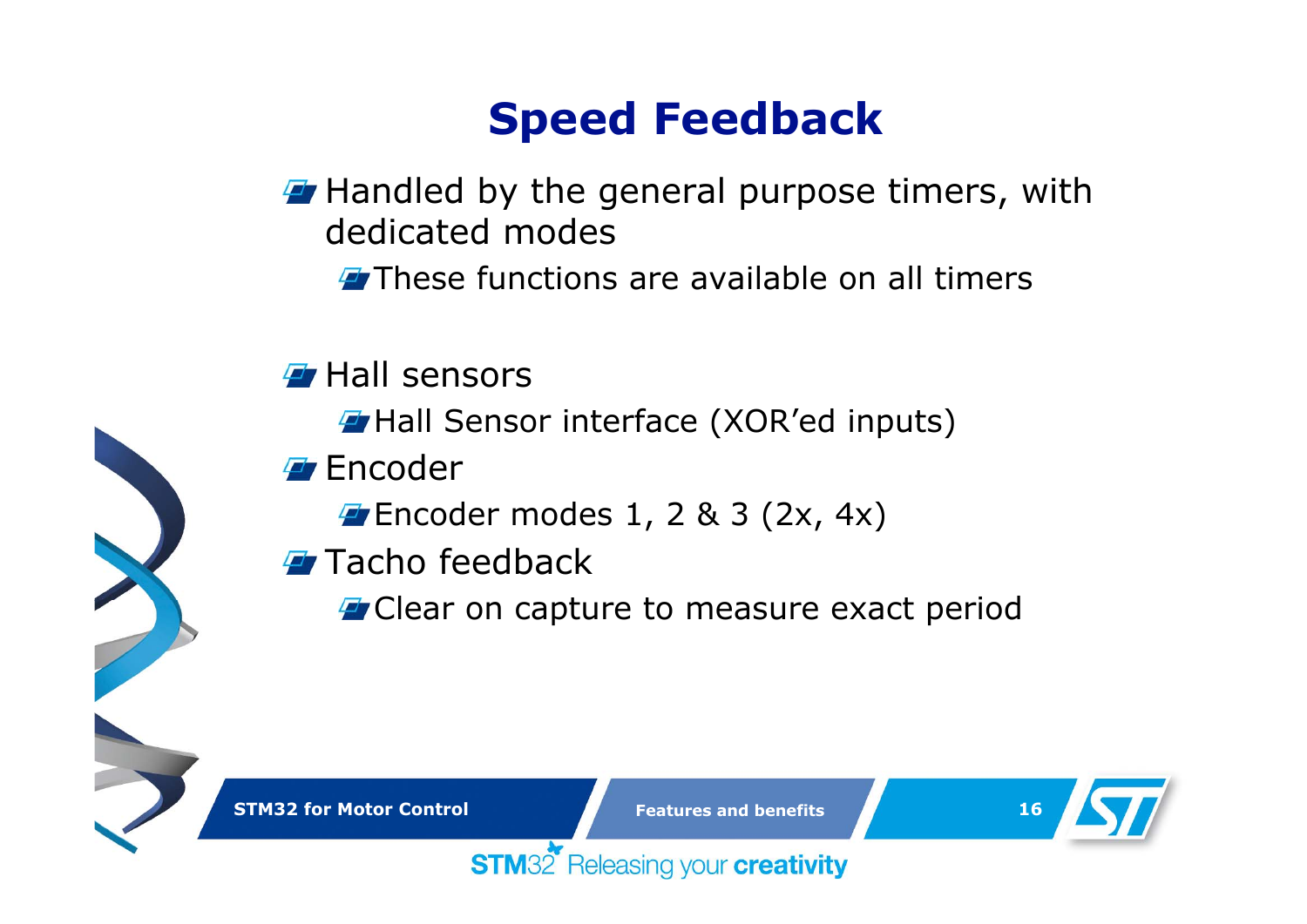# Speed Feedback

- Handled by the general purpose timers, with dedicated modes
  - These functions are available on all timers
- Hall sensors
  - Hall Sensor interface (XOR'ed inputs)
- Encoder
  - Encoder modes 1, 2 & 3 (2x, 4x)
- Tacho feedback
  - Clear on capture to measure exact period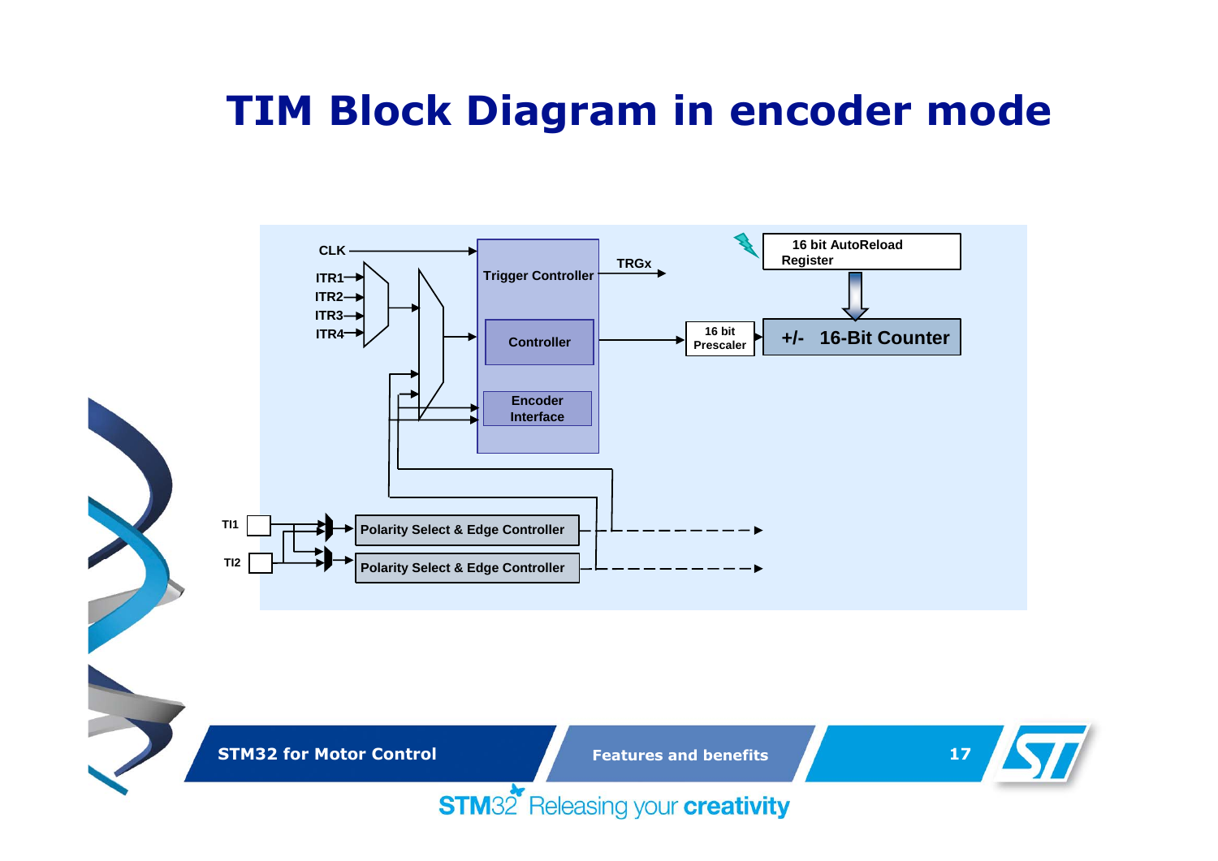# TIM Block Diagram in encoder mode

CLK

ITR1
ITR2
ITR3
ITR4

Trigger Controller

TRGx

Controller

Encoder Interface

16 bit AutoReload Register

16 bit Prescaler

+/- 16-Bit Counter

TI1

TI2

Polarity Select & Edge Controller

Polarity Select & Edge Controller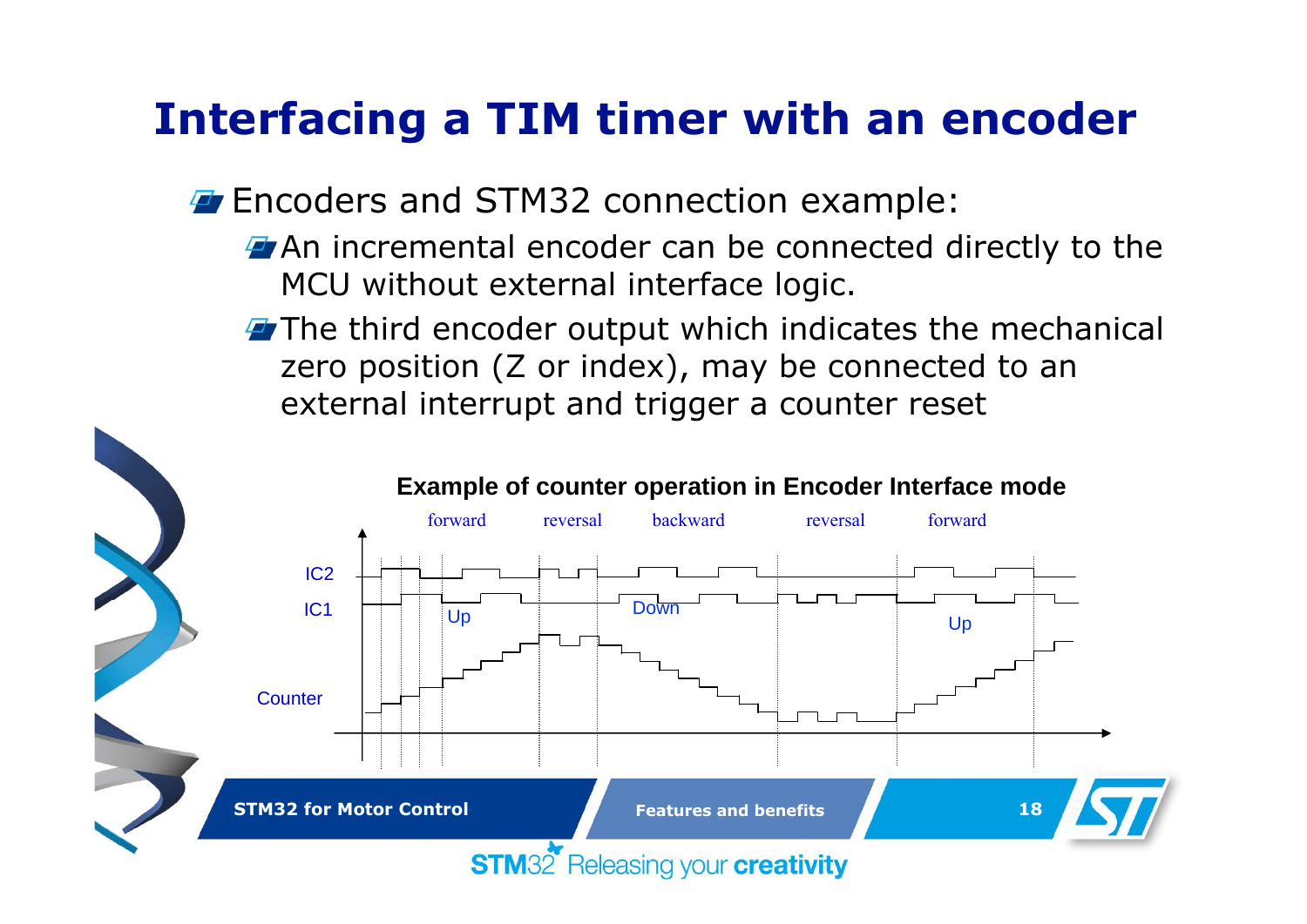# Interfacing a TIM timer with an encoder

- Encoders and STM32 connection example:
  - An incremental encoder can be connected directly to the MCU without external interface logic.
  - The third encoder output which indicates the mechanical zero position (Z or index), may be connected to an external interrupt and trigger a counter reset

**Example of counter operation in Encoder Interface mode**

forward — reversal — backward — reversal — forward

IC2

IC1

Up — Down — Up

Counter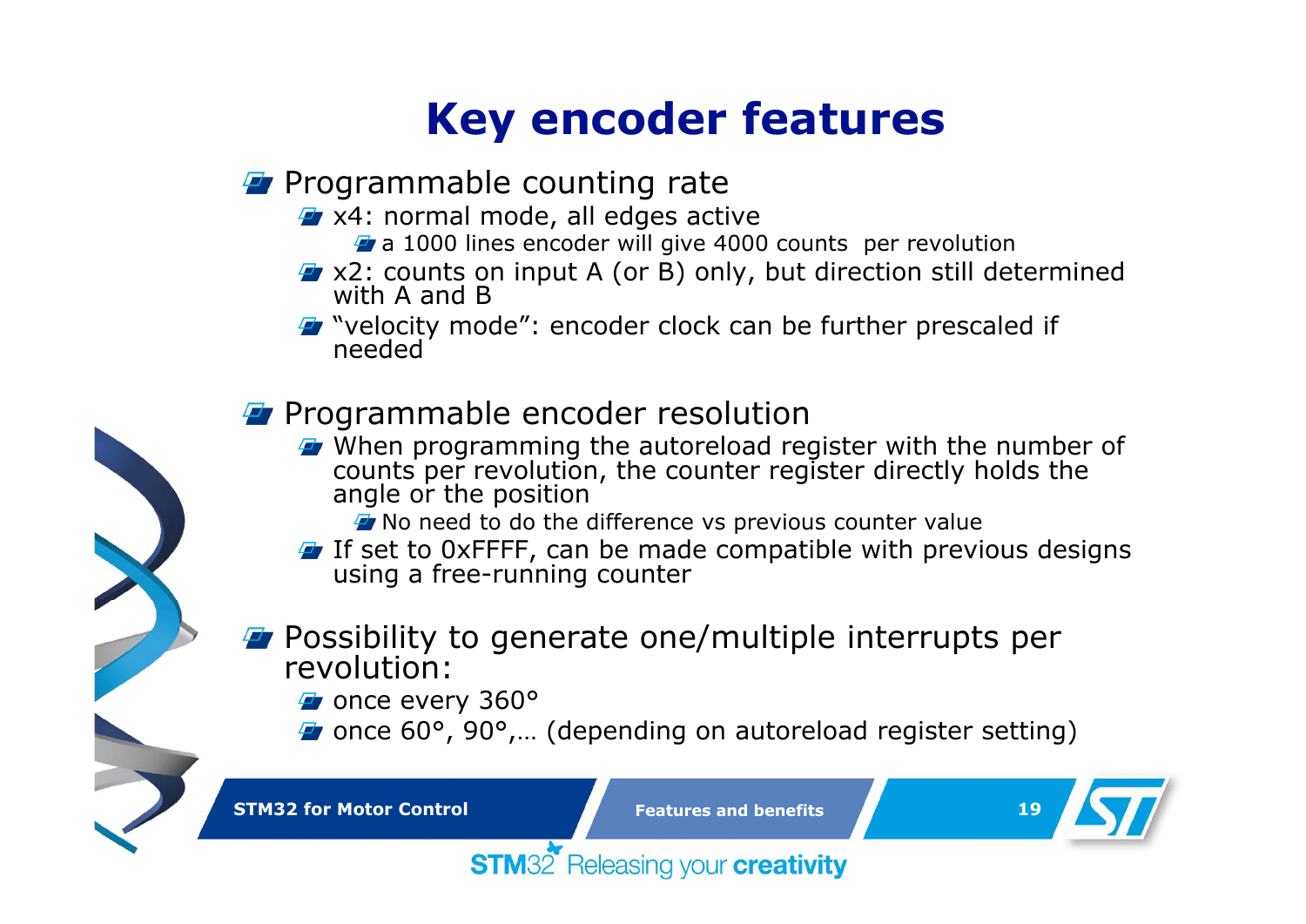# Key encoder features

- Programmable counting rate
  - x4: normal mode, all edges active
    - a 1000 lines encoder will give 4000 counts per revolution
  - x2: counts on input A (or B) only, but direction still determined with A and B
  - "velocity mode": encoder clock can be further prescaled if needed

- Programmable encoder resolution
  - When programming the autoreload register with the number of counts per revolution, the counter register directly holds the angle or the position
    - No need to do the difference vs previous counter value
  - If set to 0xFFFF, can be made compatible with previous designs using a free-running counter

- Possibility to generate one/multiple interrupts per revolution:
  - once every 360°
  - once 60°, 90°,… (depending on autoreload register setting)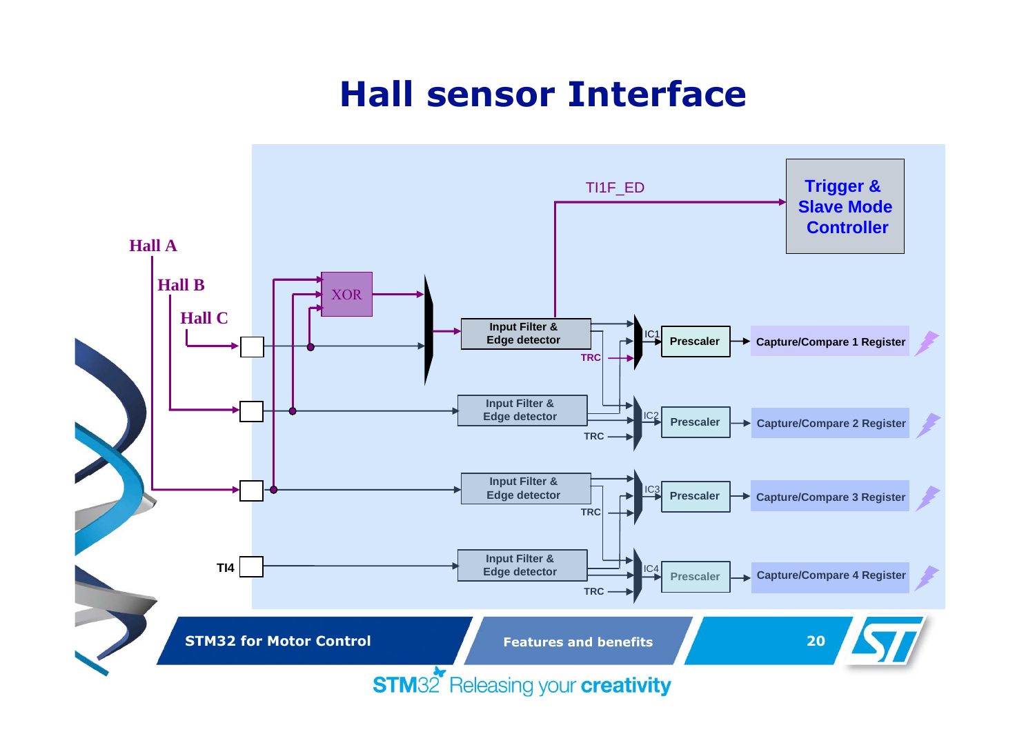# Hall sensor Interface

TI1F_ED

Trigger & Slave Mode Controller

Hall A

Hall B

Hall C

XOR

Input Filter & Edge detector

IC1

Prescaler

Capture/Compare 1 Register

TRC

Input Filter & Edge detector

IC2

Prescaler

Capture/Compare 2 Register

TRC

Input Filter & Edge detector

IC3

Prescaler

Capture/Compare 3 Register

TRC

TI4

Input Filter & Edge detector

IC4

Prescaler

Capture/Compare 4 Register

TRC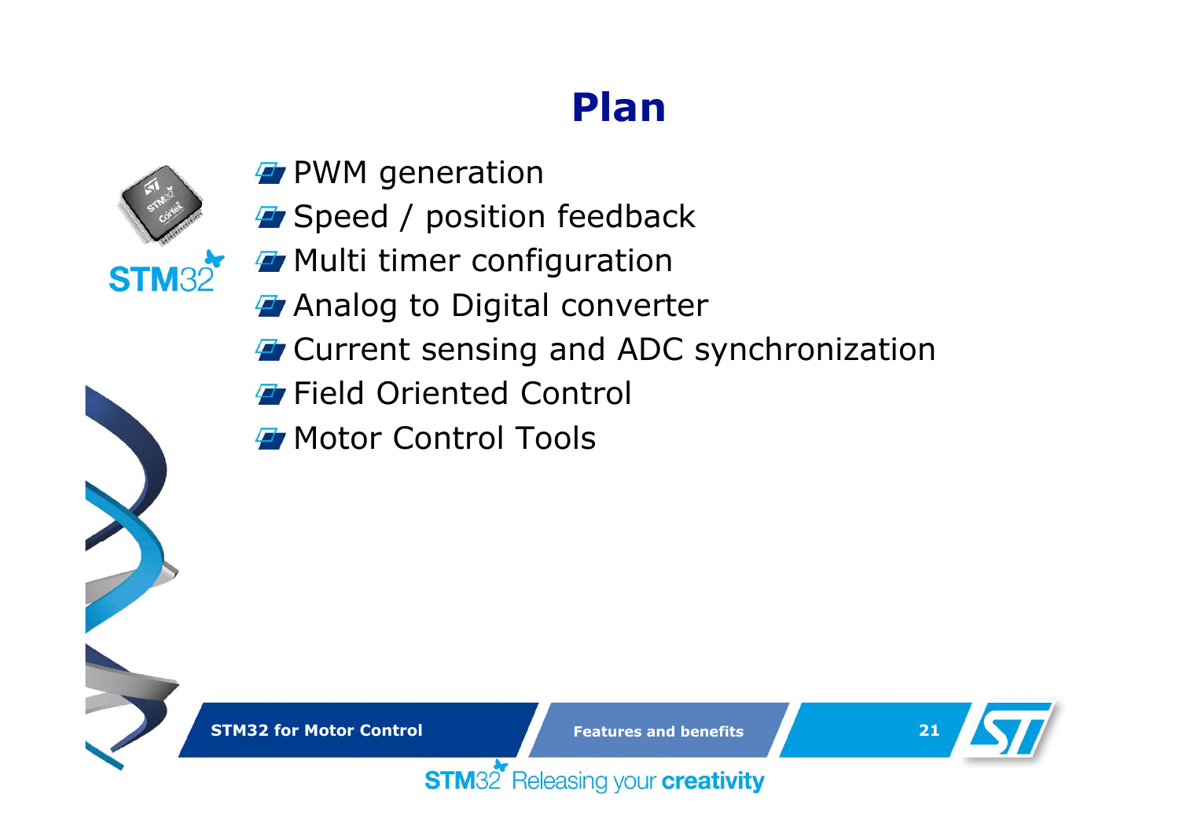# Plan

- PWM generation
- Speed / position feedback
- Multi timer configuration
- Analog to Digital converter
- Current sensing and ADC synchronization
- Field Oriented Control
- Motor Control Tools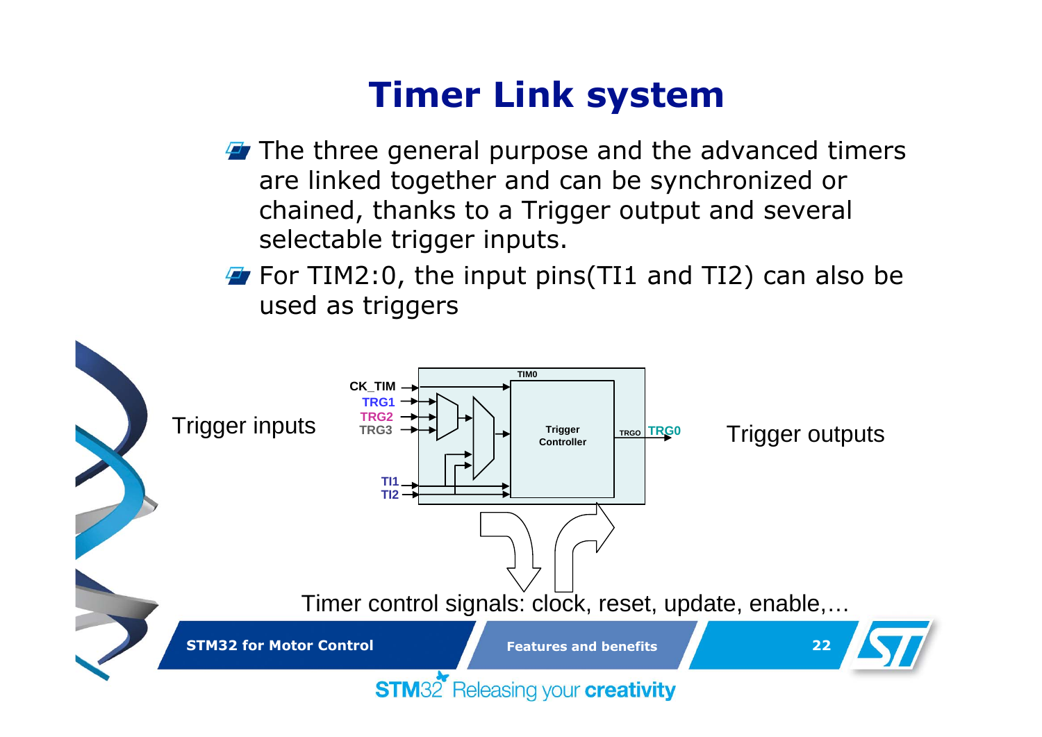# Timer Link system

- The three general purpose and the advanced timers are linked together and can be synchronized or chained, thanks to a Trigger output and several selectable trigger inputs.
- For TIM2:0, the input pins(TI1 and TI2) can also be used as triggers

Trigger inputs

CK_TIM
TRG1
TRG2
TRG3
TI1
TI2

TIM0
Trigger Controller
TRGO
TRG0

Trigger outputs

Timer control signals: clock, reset, update, enable,…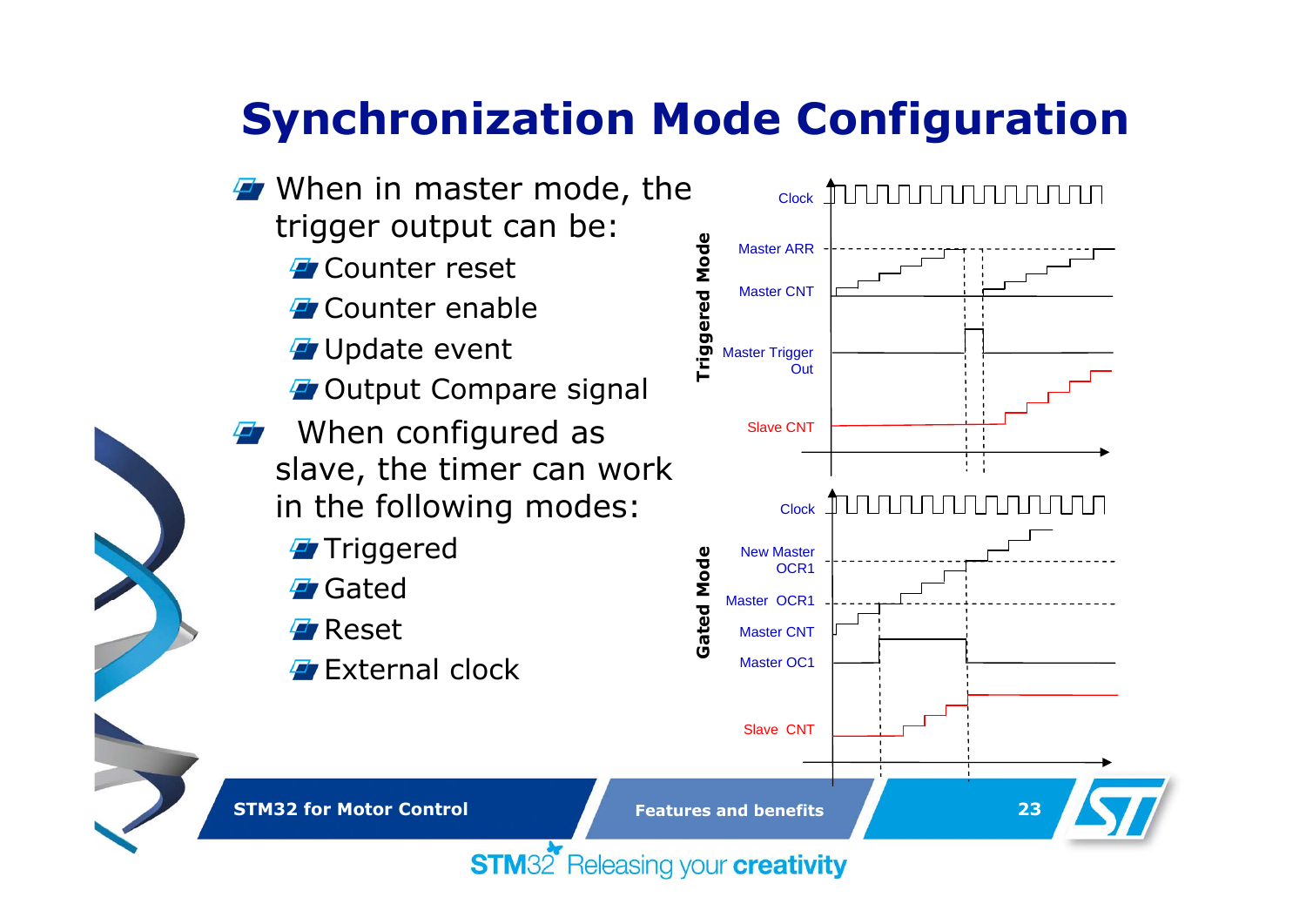# Synchronization Mode Configuration

- When in master mode, the trigger output can be:
  - Counter reset
  - Counter enable
  - Update event
  - Output Compare signal
- When configured as slave, the timer can work in the following modes:
  - Triggered
  - Gated
  - Reset
  - External clock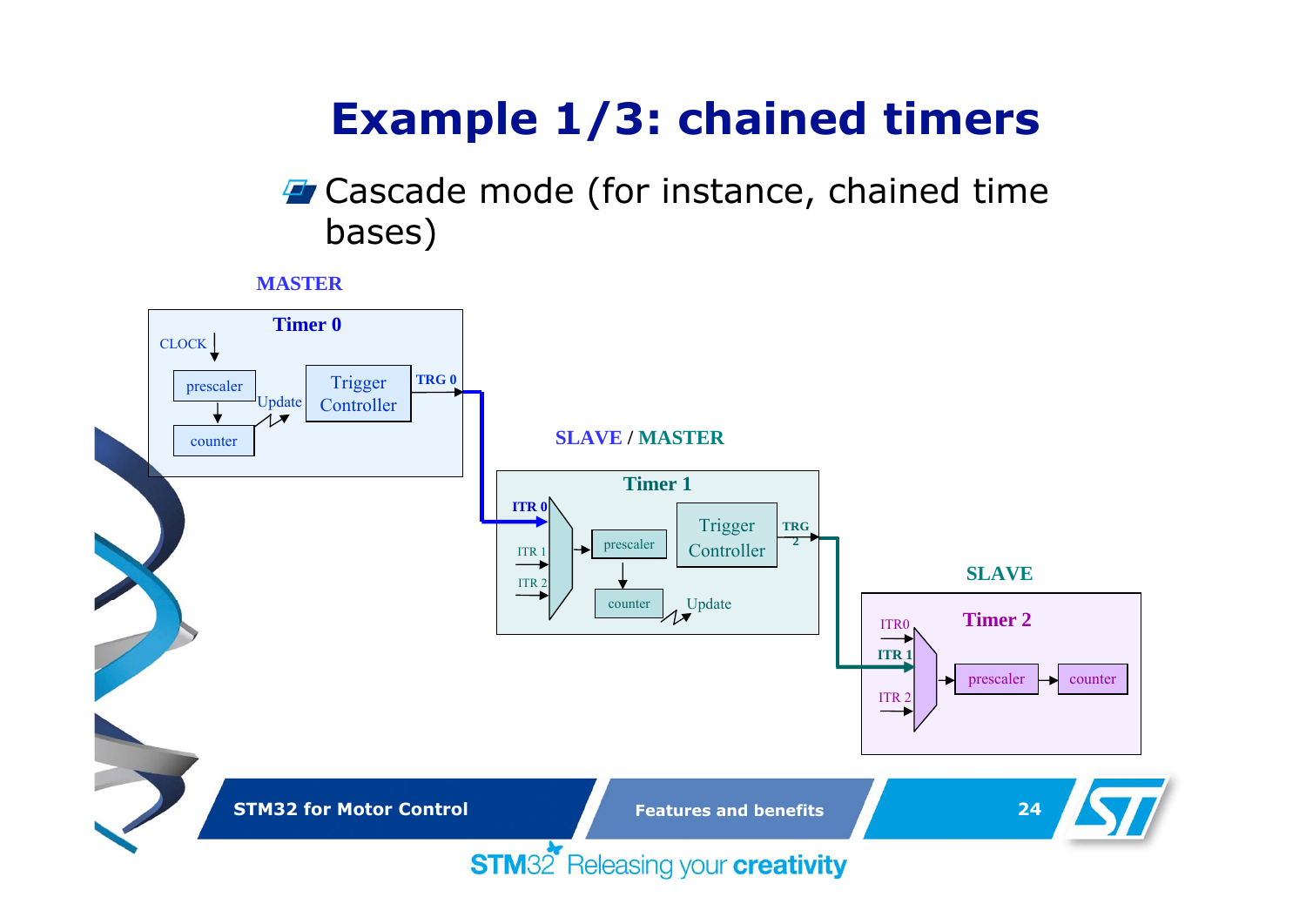# Example 1/3: chained timers

- Cascade mode (for instance, chained time bases)

**MASTER**

**Timer 0**

CLOCK

prescaler

counter

Update

Trigger Controller

TRG 0

**SLAVE / MASTER**

**Timer 1**

ITR 0

ITR 1

ITR 2

prescaler

counter

Update

Trigger Controller

TRG 2

**SLAVE**

**Timer 2**

ITR0

ITR 1

ITR 2

prescaler

counter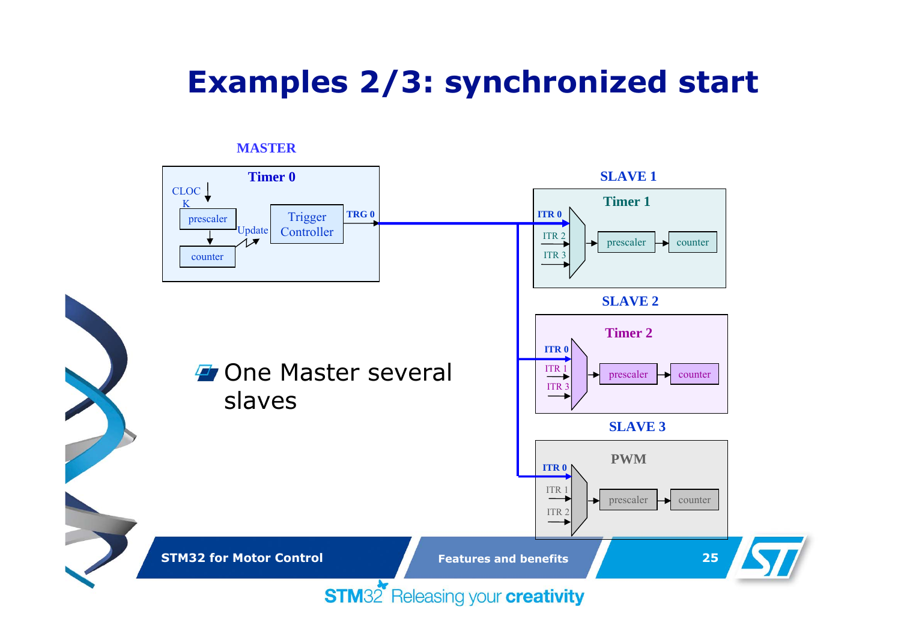# Examples 2/3: synchronized start

MASTER

Timer 0

CLOCK

prescaler

Update

Trigger Controller

TRG 0

counter

SLAVE 1

Timer 1

ITR 0

ITR 2

ITR 3

prescaler

counter

SLAVE 2

Timer 2

ITR 0

ITR 1

ITR 3

prescaler

counter

SLAVE 3

PWM

ITR 0

ITR 1

ITR 2

prescaler

counter

- One Master several slaves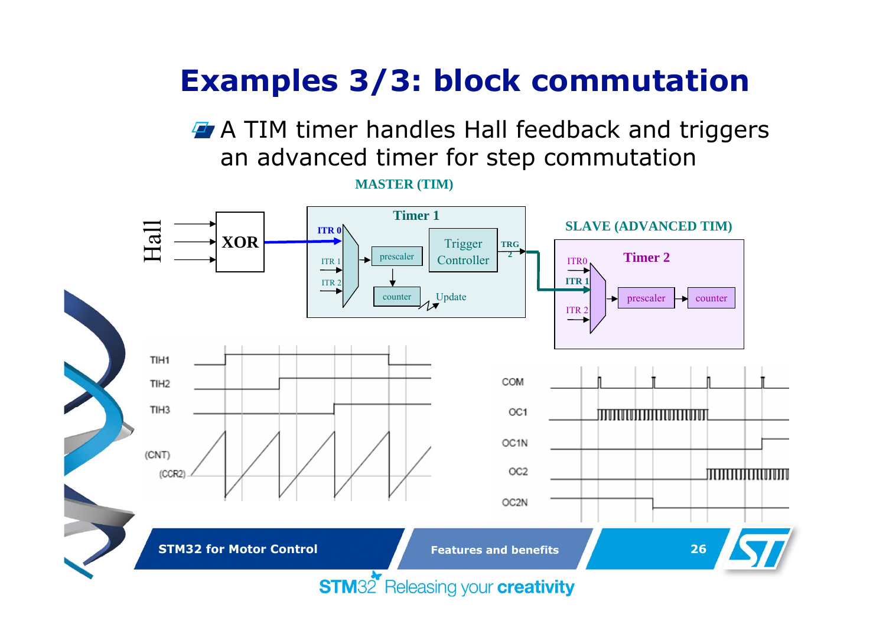# Examples 3/3: block commutation

- A TIM timer handles Hall feedback and triggers an advanced timer for step commutation

MASTER (TIM)

Hall → XOR → ITR 0

Timer 1: ITR 0, ITR 1, ITR 2, prescaler, counter, Trigger Controller, TRG 2, Update

SLAVE (ADVANCED TIM)

Timer 2: ITR0, ITR 1, ITR 2, prescaler, counter

TIH1, TIH2, TIH3, (CNT), (CCR2)

COM, OC1, OC1N, OC2, OC2N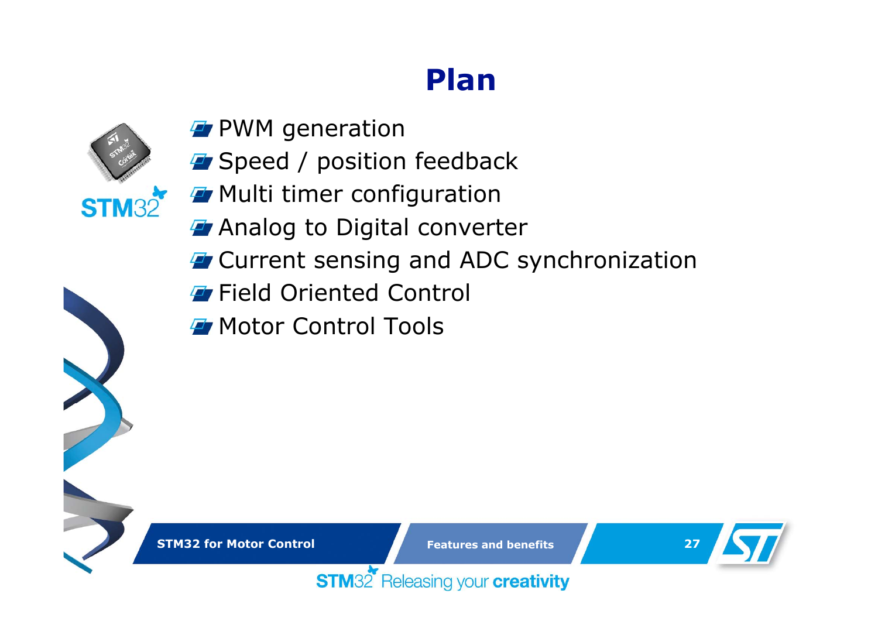# Plan

- PWM generation
- Speed / position feedback
- Multi timer configuration
- Analog to Digital converter
- Current sensing and ADC synchronization
- Field Oriented Control
- Motor Control Tools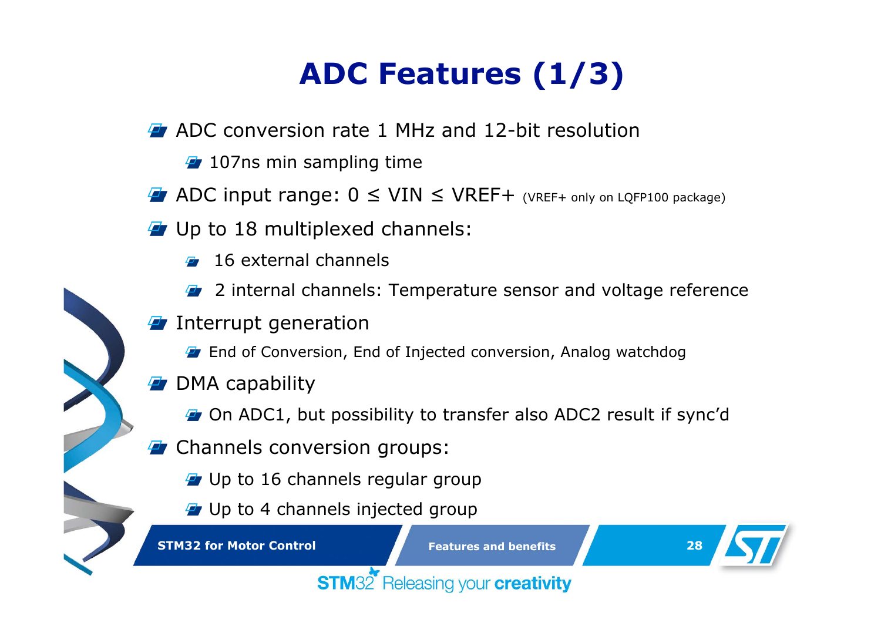# ADC Features (1/3)

- ADC conversion rate 1 MHz and 12-bit resolution
  - 107ns min sampling time
- ADC input range: 0 ≤ VIN ≤ VREF+ (VREF+ only on LQFP100 package)
- Up to 18 multiplexed channels:
  - 16 external channels
  - 2 internal channels: Temperature sensor and voltage reference
- Interrupt generation
  - End of Conversion, End of Injected conversion, Analog watchdog
- DMA capability
  - On ADC1, but possibility to transfer also ADC2 result if sync'd
- Channels conversion groups:
  - Up to 16 channels regular group
  - Up to 4 channels injected group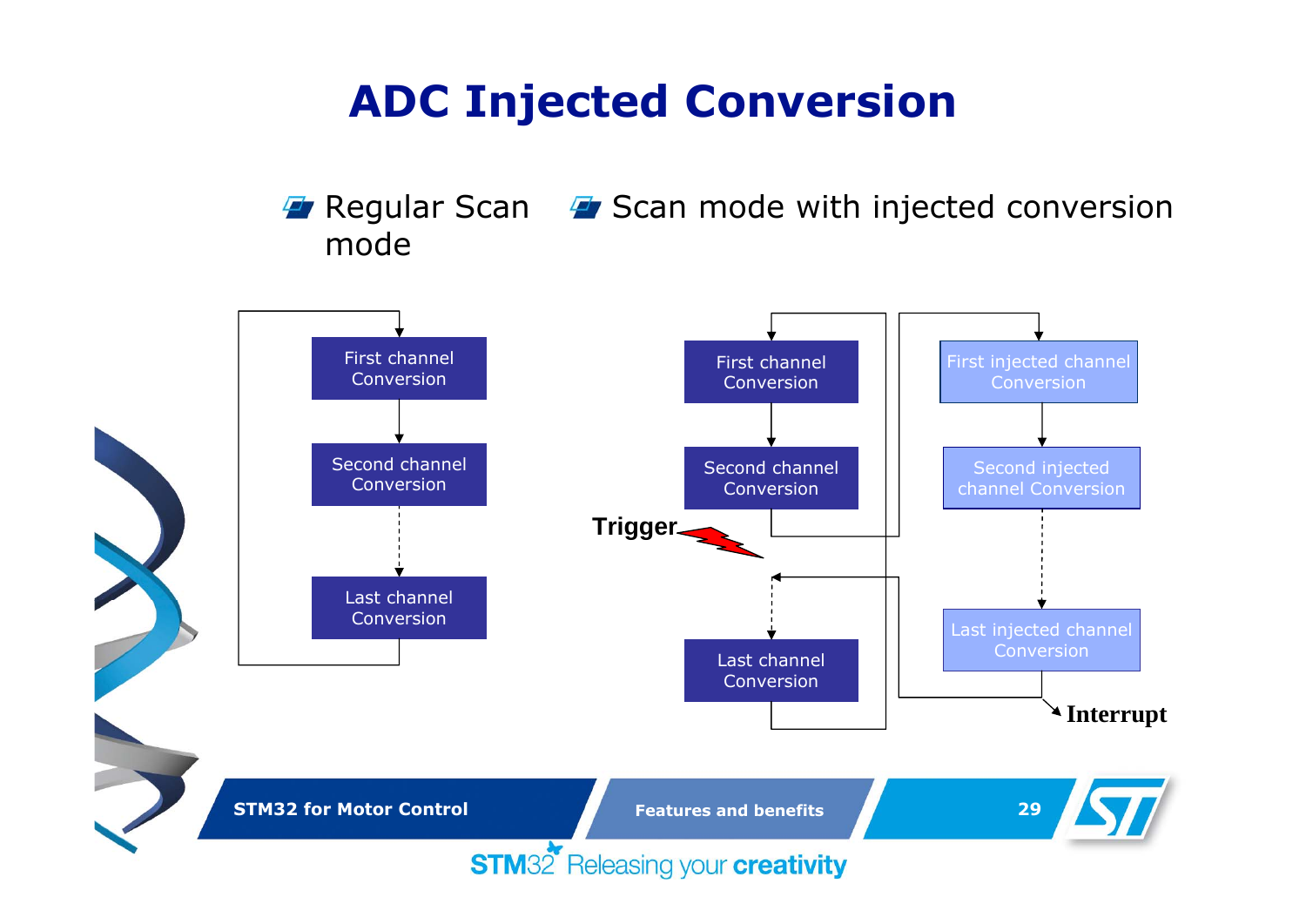# ADC Injected Conversion

- Regular Scan mode
- Scan mode with injected conversion

First channel Conversion

Second channel Conversion

Last channel Conversion

First channel Conversion

Second channel Conversion

Trigger

Last channel Conversion

First injected channel Conversion

Second injected channel Conversion

Last injected channel Conversion

Interrupt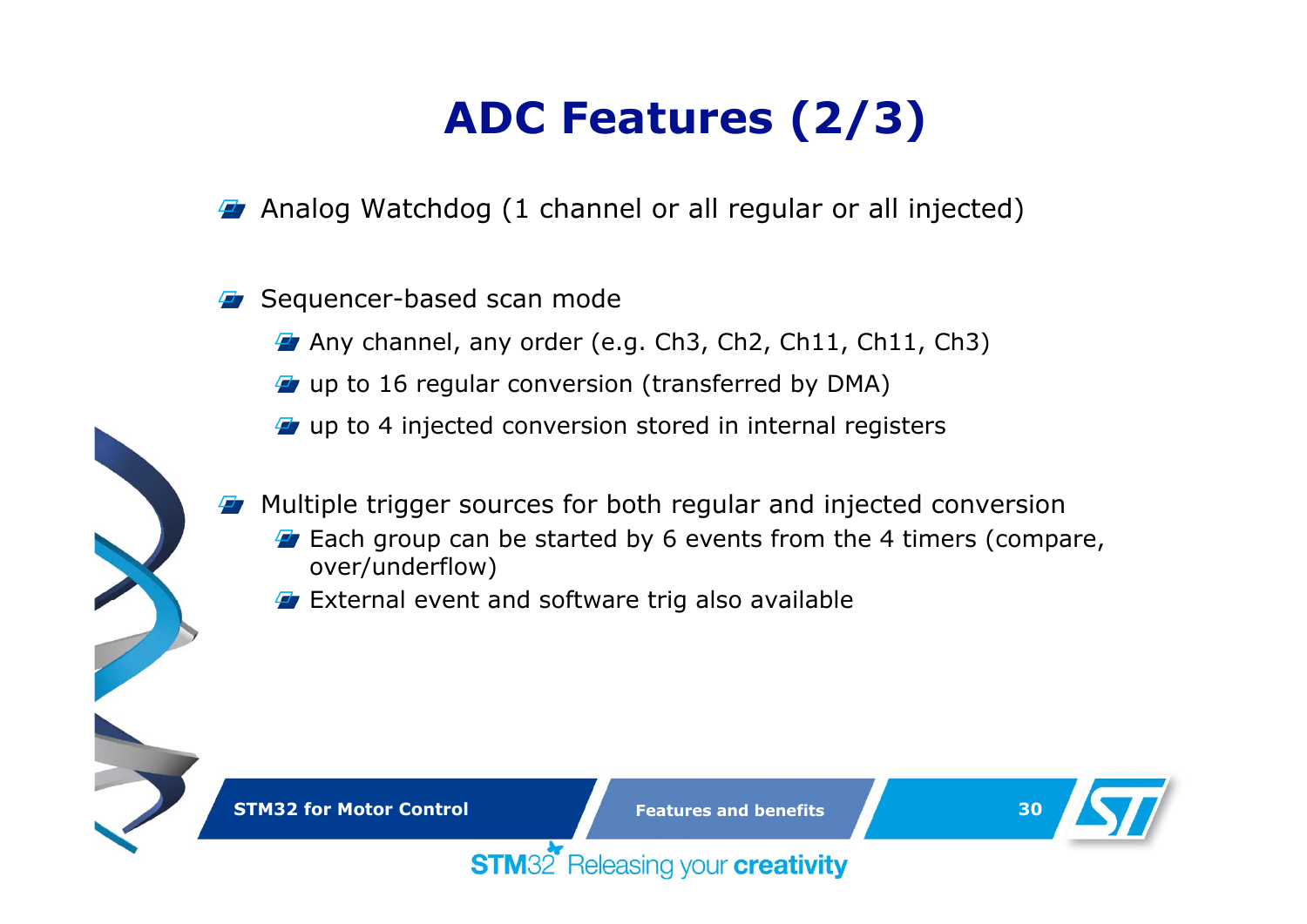# ADC Features (2/3)

- Analog Watchdog (1 channel or all regular or all injected)

- Sequencer-based scan mode
  - Any channel, any order (e.g. Ch3, Ch2, Ch11, Ch11, Ch3)
  - up to 16 regular conversion (transferred by DMA)
  - up to 4 injected conversion stored in internal registers

- Multiple trigger sources for both regular and injected conversion
  - Each group can be started by 6 events from the 4 timers (compare, over/underflow)
  - External event and software trig also available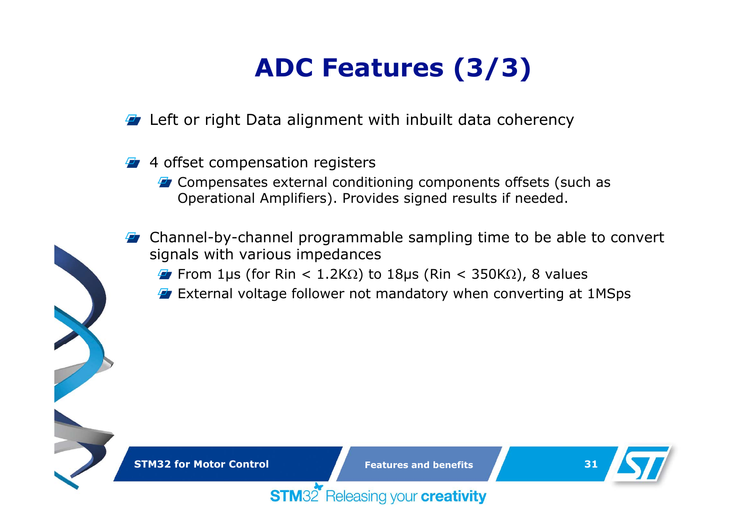# ADC Features (3/3)

- Left or right Data alignment with inbuilt data coherency
- 4 offset compensation registers
  - Compensates external conditioning components offsets (such as Operational Amplifiers). Provides signed results if needed.
- Channel-by-channel programmable sampling time to be able to convert signals with various impedances
  - From 1µs (for Rin < 1.2KΩ) to 18µs (Rin < 350KΩ), 8 values
  - External voltage follower not mandatory when converting at 1MSps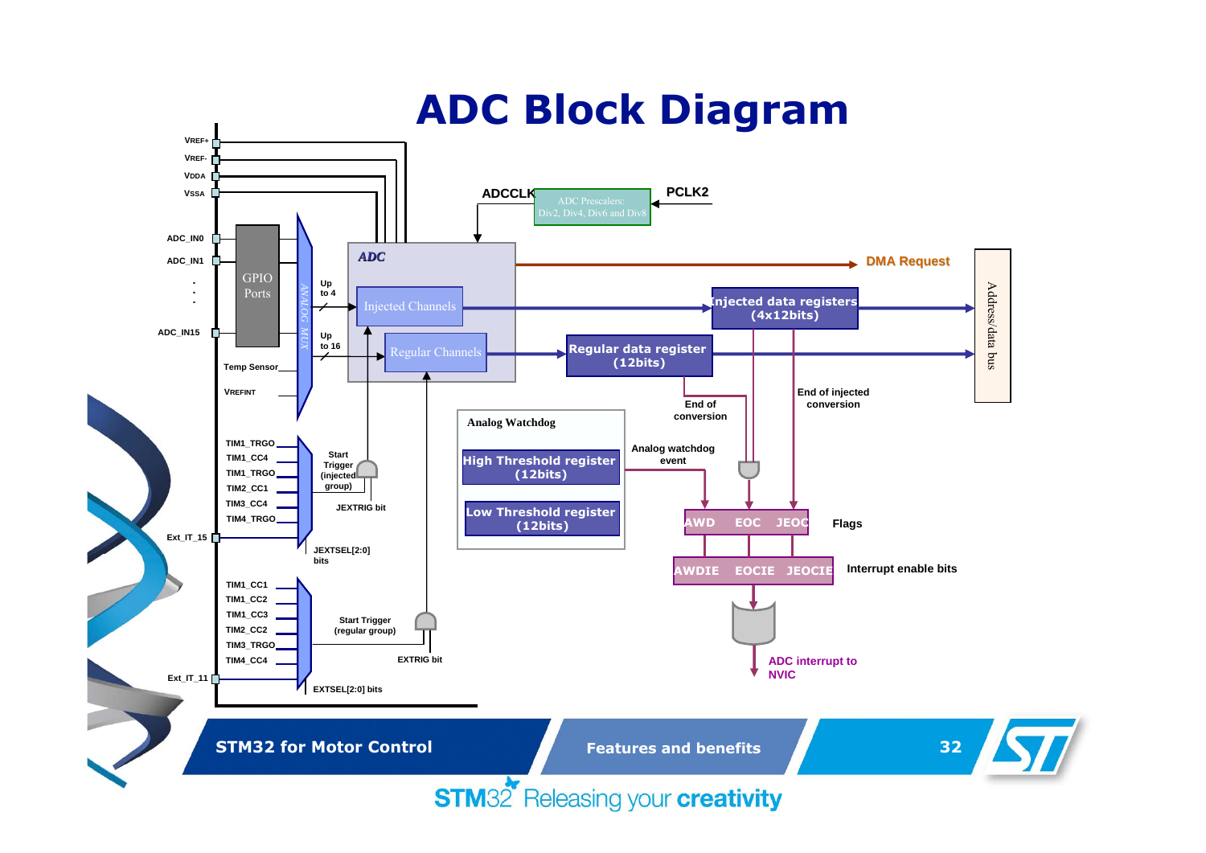# ADC Block Diagram

VREF+
VREF-
VDDA
VSSA

ADC_IN0
ADC_IN1
.
.
.
ADC_IN15

GPIO Ports

ANALOG MUX

Temp Sensor
VREFINT

Up to 4
Up to 16

ADCCLK
ADC Prescalers: Div2, Div4, Div6 and Div8
PCLK2

ADC
Injected Channels
Regular Channels

DMA Request

Injected data registers (4x12bits)
Regular data register (12bits)

Address/data bus

End of conversion
End of injected conversion

Analog Watchdog
High Threshold register (12bits)
Low Threshold register (12bits)

Analog watchdog event

AWD EOC JEOC — Flags
AWDIE EOCIE JEOCIE — Interrupt enable bits

ADC interrupt to NVIC

TIM1_TRGO
TIM1_CC4
TIM1_TRGO
TIM2_CC1
TIM3_CC4
TIM4_TRGO
Ext_IT_15

Start Trigger (injected group)
JEXTRIG bit
JEXTSEL[2:0] bits

TIM1_CC1
TIM1_CC2
TIM1_CC3
TIM2_CC2
TIM3_TRGO
TIM4_CC4
Ext_IT_11

Start Trigger (regular group)
EXTRIG bit
EXTSEL[2:0] bits

STM32 for Motor Control | Features and benefits

STM32 Releasing your **creativity**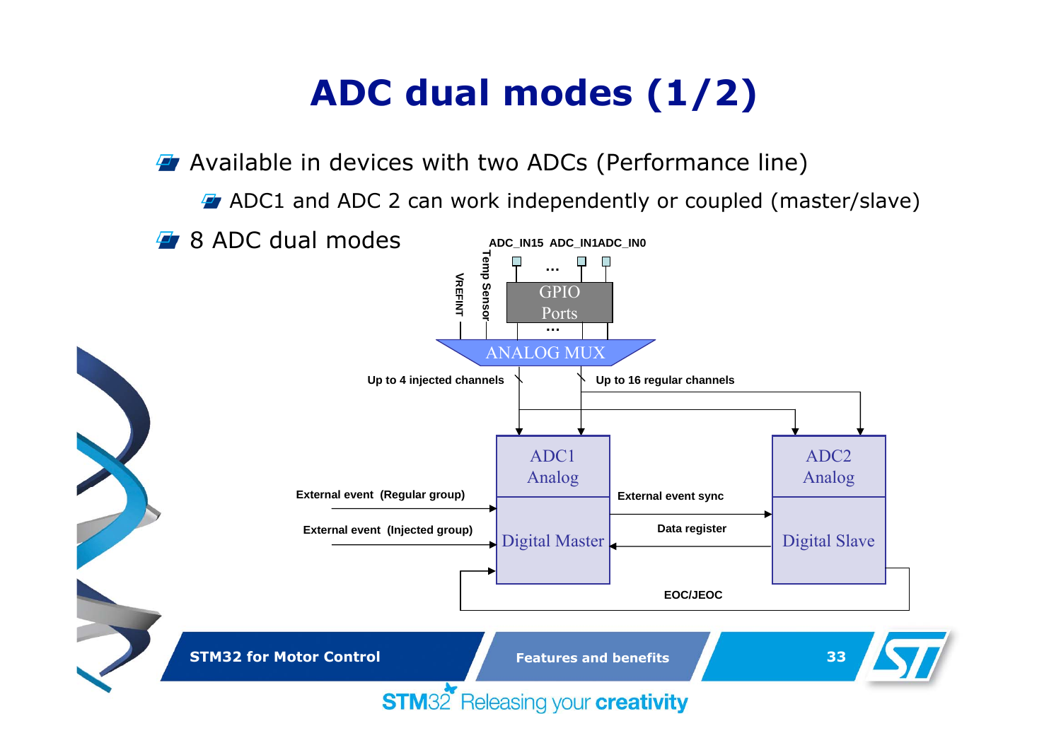# ADC dual modes (1/2)

- Available in devices with two ADCs (Performance line)
  - ADC1 and ADC 2 can work independently or coupled (master/slave)
- 8 ADC dual modes

ADC_IN15 ADC_IN1ADC_IN0

VREFINT

Temp Sensor

GPIO Ports

ANALOG MUX

Up to 4 injected channels

Up to 16 regular channels

ADC1 Analog

Digital Master

ADC2 Analog

Digital Slave

External event (Regular group)

External event (Injected group)

External event sync

Data register

EOC/JEOC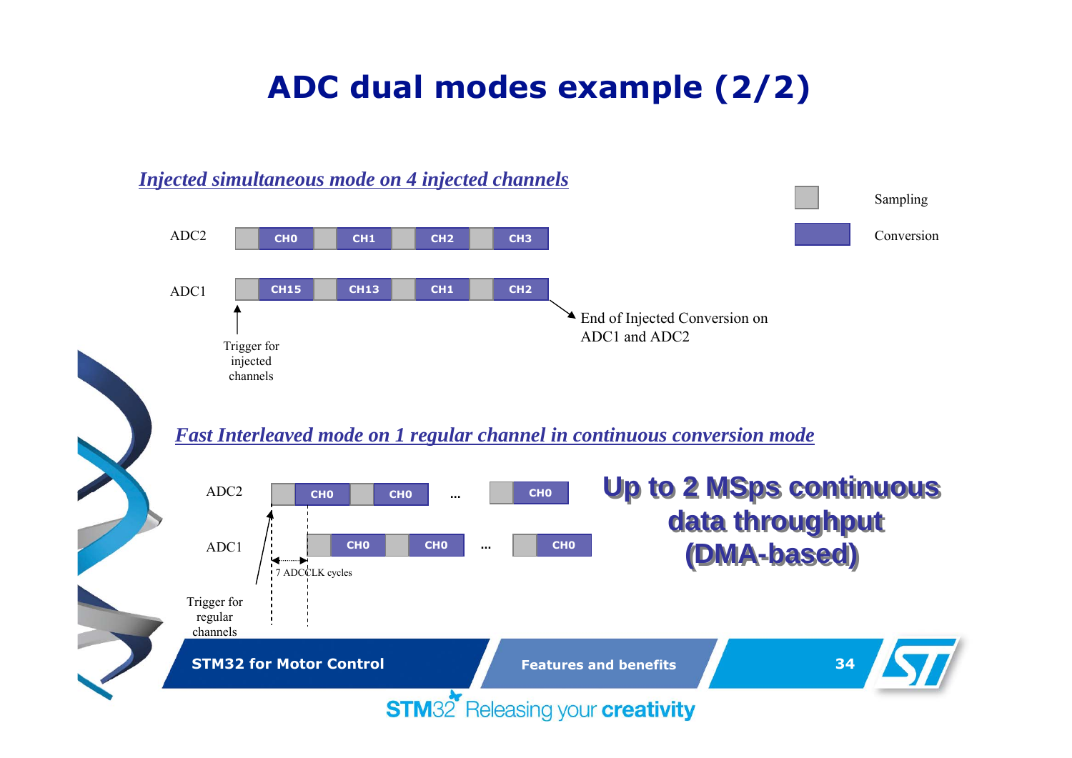# ADC dual modes example (2/2)

*Injected simultaneous mode on 4 injected channels*

Sampling

Conversion

ADC2: CH0 CH1 CH2 CH3

ADC1: CH15 CH13 CH1 CH2

Trigger for injected channels

End of Injected Conversion on ADC1 and ADC2

*Fast Interleaved mode on 1 regular channel in continuous conversion mode*

ADC2: CH0 CH0 ... CH0

ADC1: CH0 CH0 ... CH0

7 ADCCLK cycles

Trigger for regular channels

**Up to 2 MSps continuous data throughput (DMA-based)**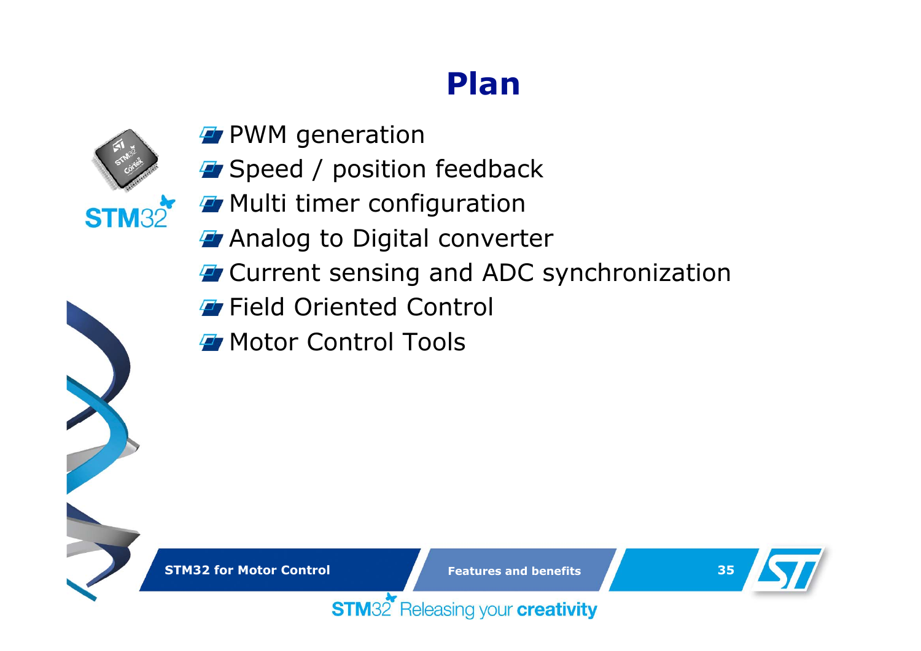# Plan

- PWM generation
- Speed / position feedback
- Multi timer configuration
- Analog to Digital converter
- Current sensing and ADC synchronization
- Field Oriented Control
- Motor Control Tools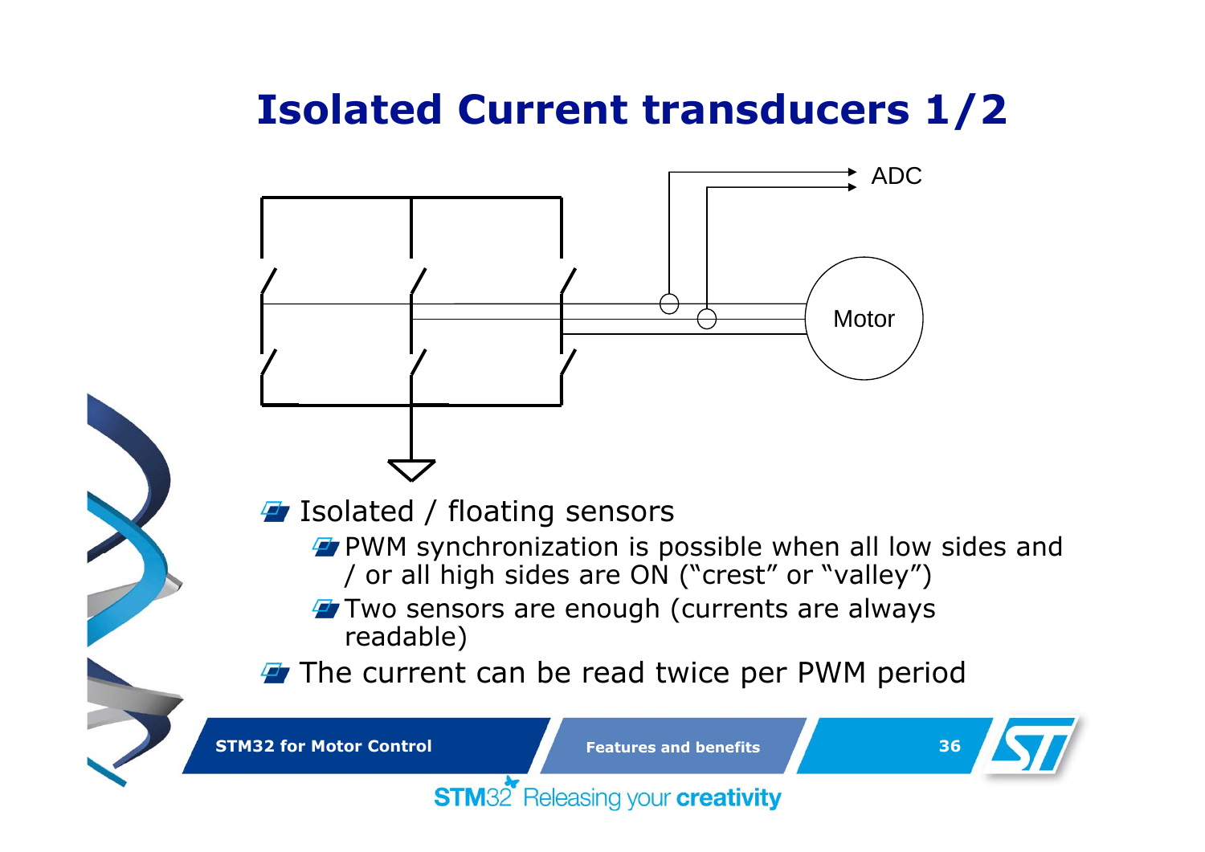# Isolated Current transducers 1/2

ADC

Motor

- Isolated / floating sensors
  - PWM synchronization is possible when all low sides and / or all high sides are ON ("crest" or "valley")
  - Two sensors are enough (currents are always readable)
- The current can be read twice per PWM period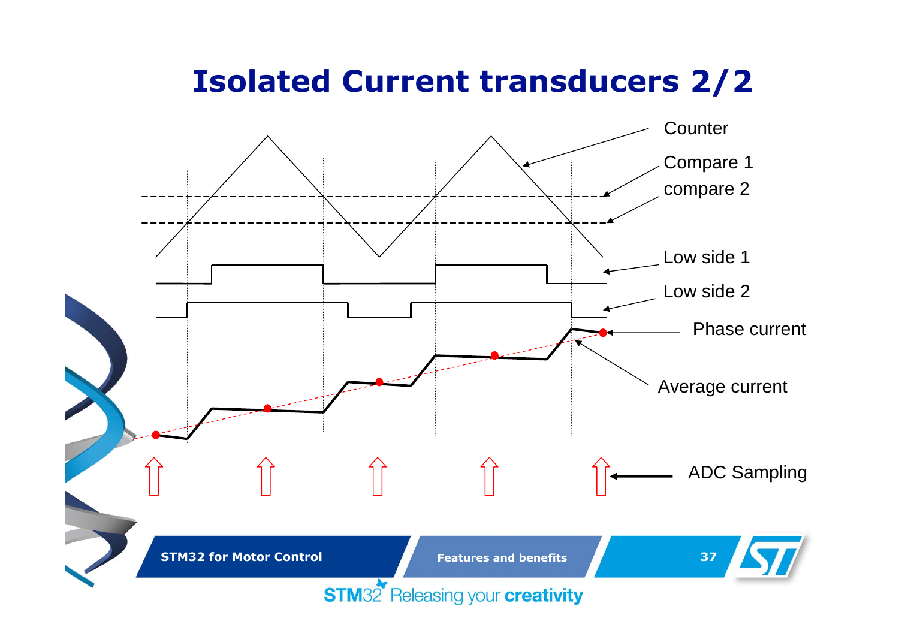# Isolated Current transducers 2/2

Counter

Compare 1

compare 2

Low side 1

Low side 2

Phase current

Average current

ADC Sampling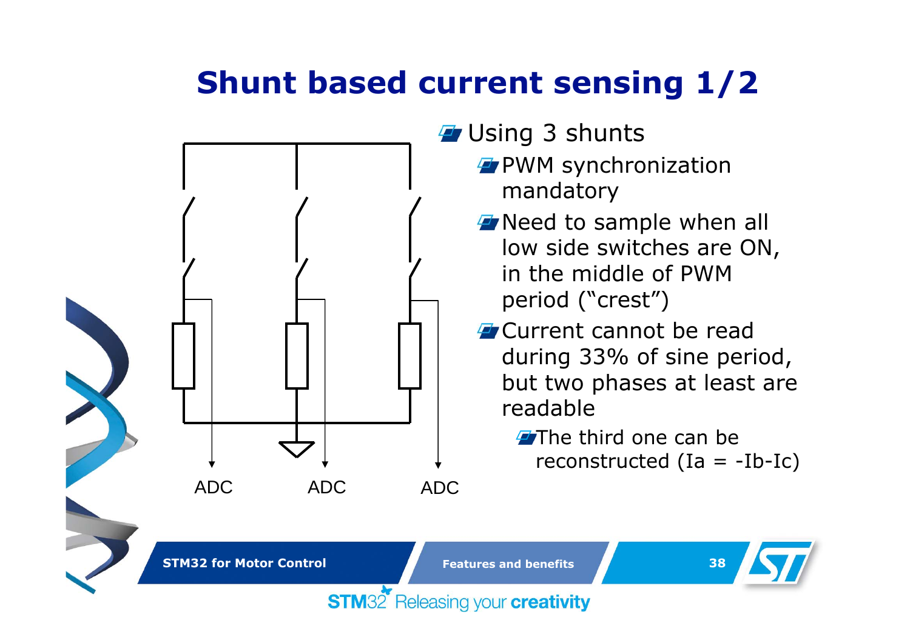# Shunt based current sensing 1/2

ADC ADC ADC

- Using 3 shunts
  - PWM synchronization mandatory
  - Need to sample when all low side switches are ON, in the middle of PWM period ("crest")
  - Current cannot be read during 33% of sine period, but two phases at least are readable
    - The third one can be reconstructed (Ia = -Ib-Ic)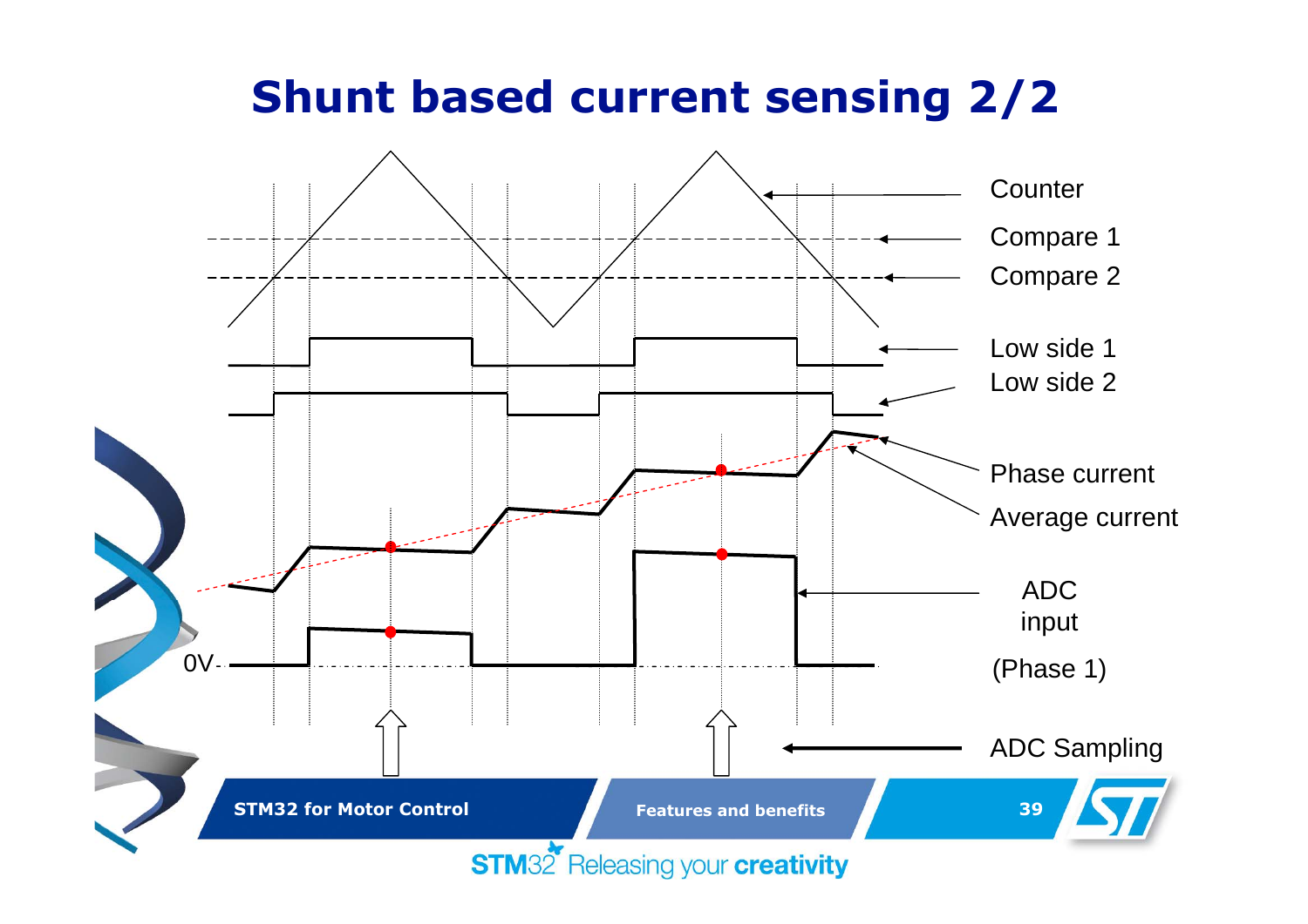# Shunt based current sensing 2/2

Counter

Compare 1

Compare 2

Low side 1

Low side 2

Phase current

Average current

ADC input

(Phase 1)

0V

ADC Sampling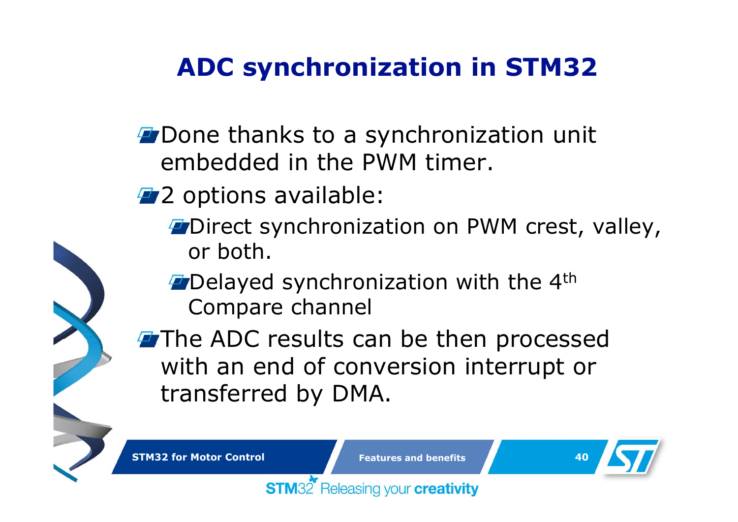# ADC synchronization in STM32

- Done thanks to a synchronization unit embedded in the PWM timer.
- 2 options available:
  - Direct synchronization on PWM crest, valley, or both.
  - Delayed synchronization with the 4th Compare channel
- The ADC results can be then processed with an end of conversion interrupt or transferred by DMA.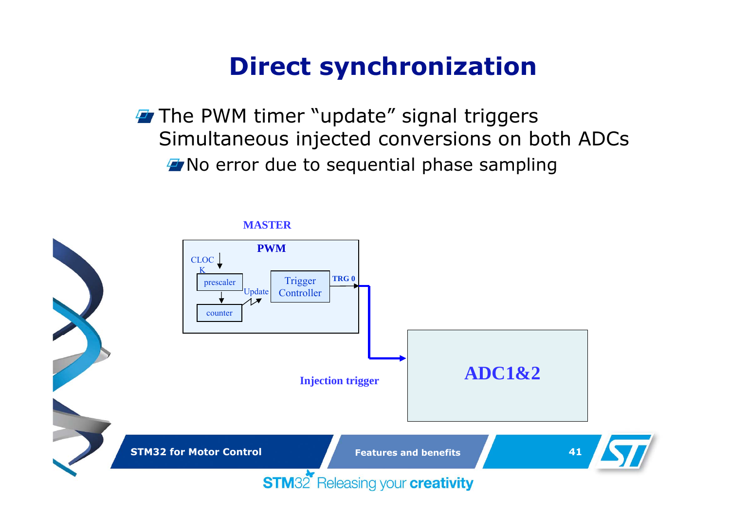# Direct synchronization

- The PWM timer "update" signal triggers Simultaneous injected conversions on both ADCs
  - No error due to sequential phase sampling

MASTER

PWM

CLOCK

prescaler

Update

counter

Trigger Controller

TRG 0

Injection trigger

ADC1&2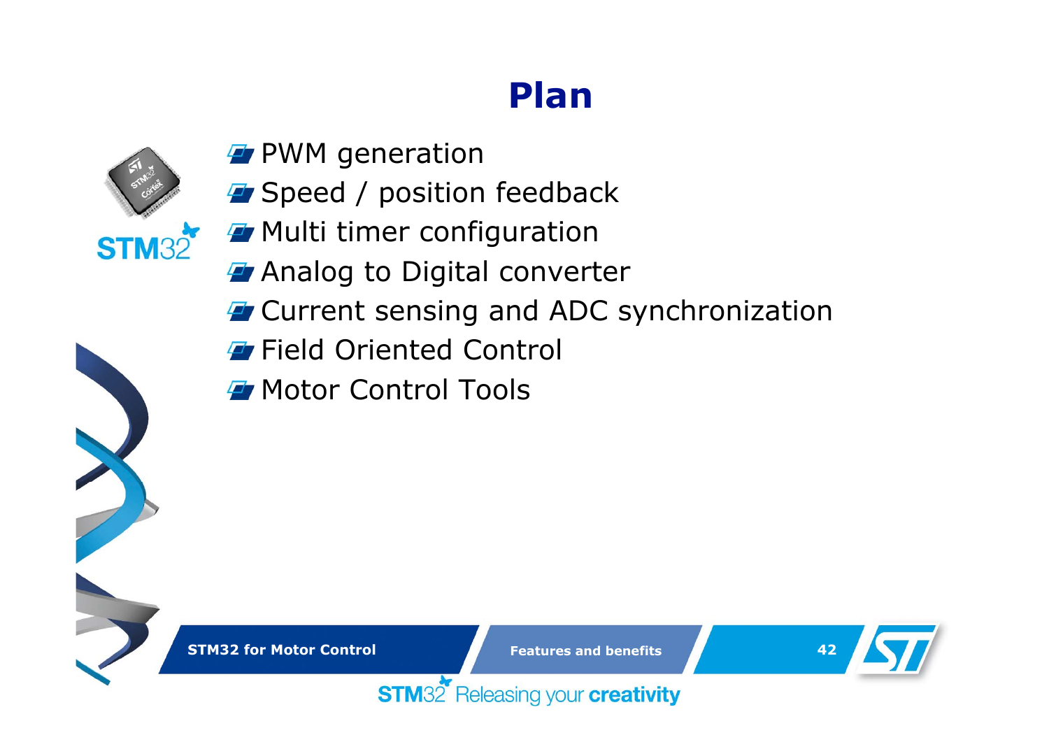# Plan

- PWM generation
- Speed / position feedback
- Multi timer configuration
- Analog to Digital converter
- Current sensing and ADC synchronization
- Field Oriented Control
- Motor Control Tools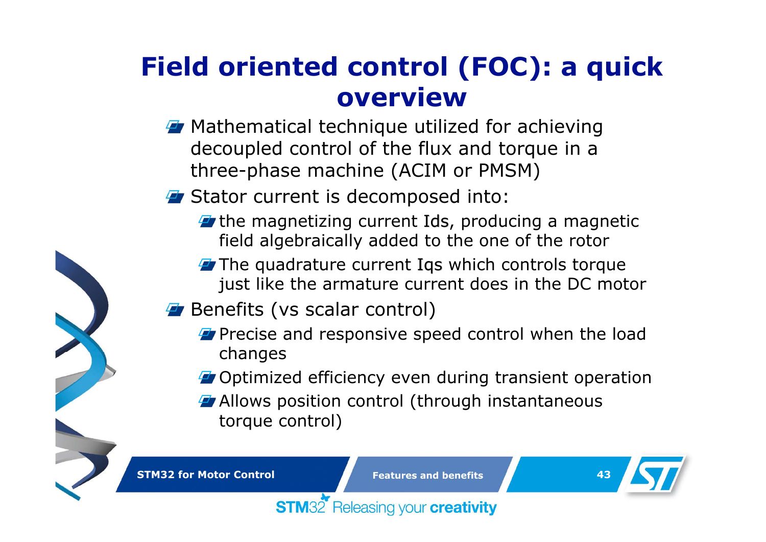# Field oriented control (FOC): a quick overview

- Mathematical technique utilized for achieving decoupled control of the flux and torque in a three-phase machine (ACIM or PMSM)
- Stator current is decomposed into:
  - the magnetizing current Ids, producing a magnetic field algebraically added to the one of the rotor
  - The quadrature current Iqs which controls torque just like the armature current does in the DC motor
- Benefits (vs scalar control)
  - Precise and responsive speed control when the load changes
  - Optimized efficiency even during transient operation
  - Allows position control (through instantaneous torque control)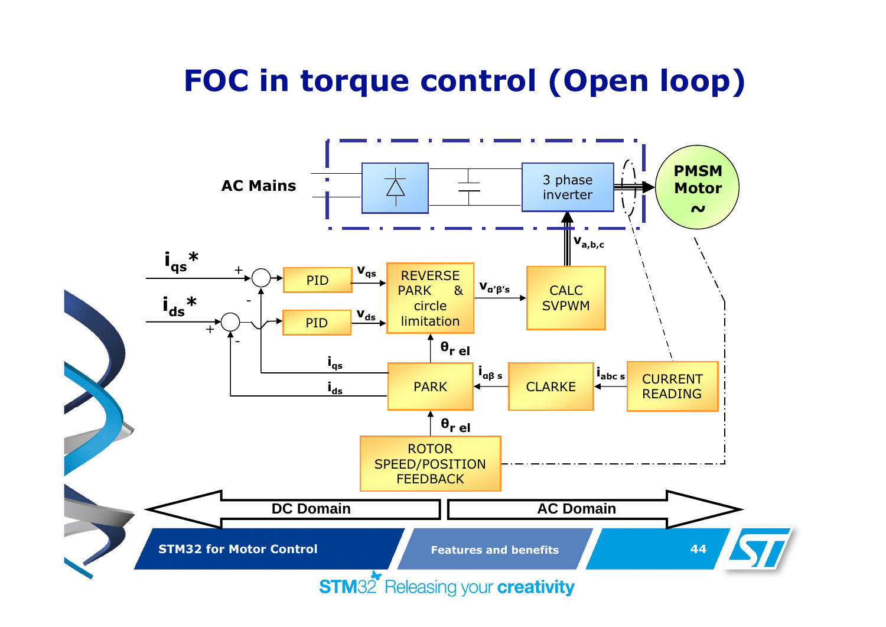# FOC in torque control (Open loop)

AC Mains

3 phase inverter

PMSM Motor ~

$v_{a,b,c}$

$i_{qs}$*

$i_{ds}$*

PID

PID

$v_{qs}$

$v_{ds}$

REVERSE PARK & circle limitation

$v_{\alpha'\beta's}$

CALC SVPWM

$\theta_{r\ el}$

$i_{qs}$

$i_{ds}$

PARK

$i_{\alpha\beta\ s}$

CLARKE

$i_{abc\ s}$

CURRENT READING

$\theta_{r\ el}$

ROTOR SPEED/POSITION FEEDBACK

DC Domain

AC Domain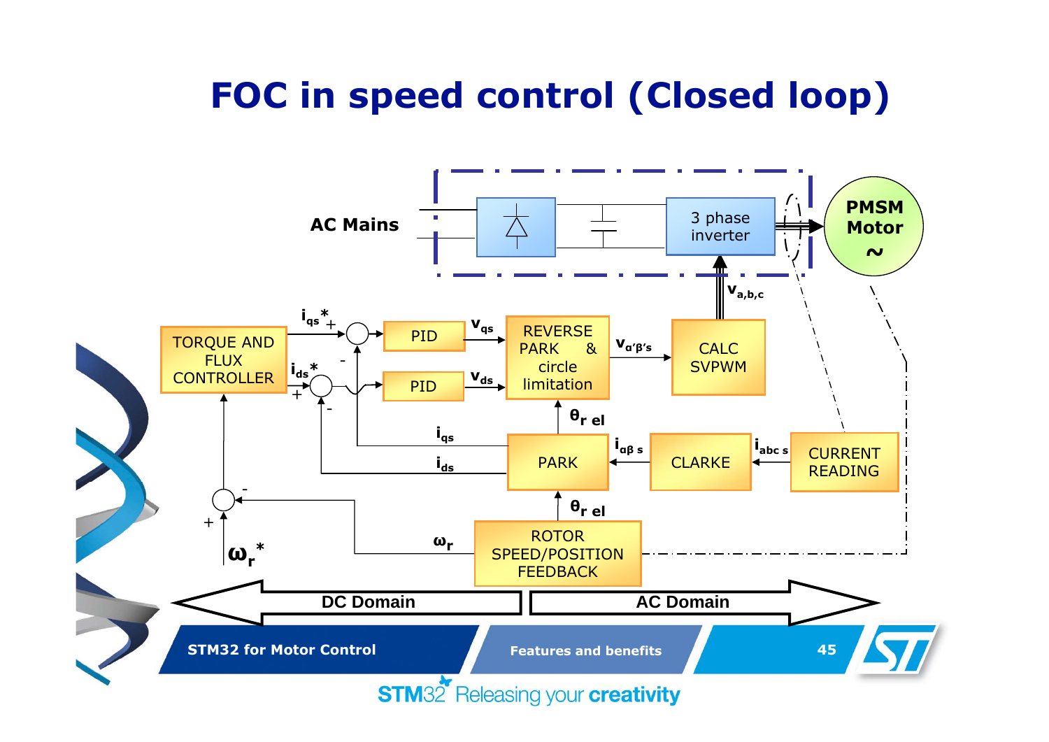# FOC in speed control (Closed loop)

AC Mains

3 phase inverter

PMSM Motor ~

$V_{a,b,c}$

TORQUE AND FLUX CONTROLLER

$i_{qs}^*$ +

$i_{ds}^*$

PID

PID

$v_{qs}$

$v_{ds}$

REVERSE PARK & circle limitation

$V_{\alpha'\beta's}$

CALC SVPWM

$\theta_{r\ el}$

$i_{qs}$

$i_{ds}$

PARK

$i_{\alpha\beta\ s}$

CLARKE

$i_{abc\ s}$

CURRENT READING

$\omega_r$

ROTOR SPEED/POSITION FEEDBACK

$\omega_r^*$

DC Domain

AC Domain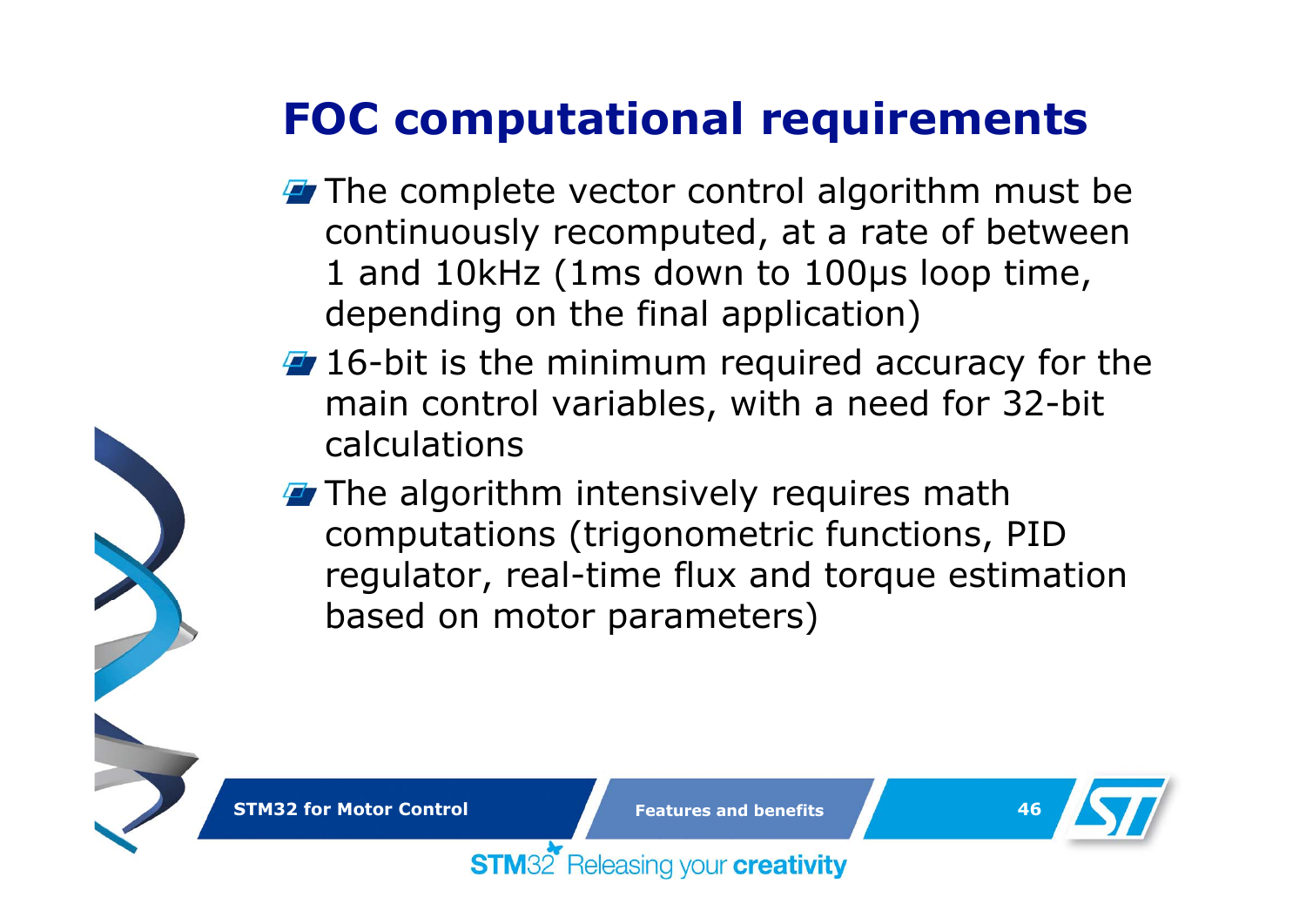# FOC computational requirements

- The complete vector control algorithm must be continuously recomputed, at a rate of between 1 and 10kHz (1ms down to 100µs loop time, depending on the final application)
- 16-bit is the minimum required accuracy for the main control variables, with a need for 32-bit calculations
- The algorithm intensively requires math computations (trigonometric functions, PID regulator, real-time flux and torque estimation based on motor parameters)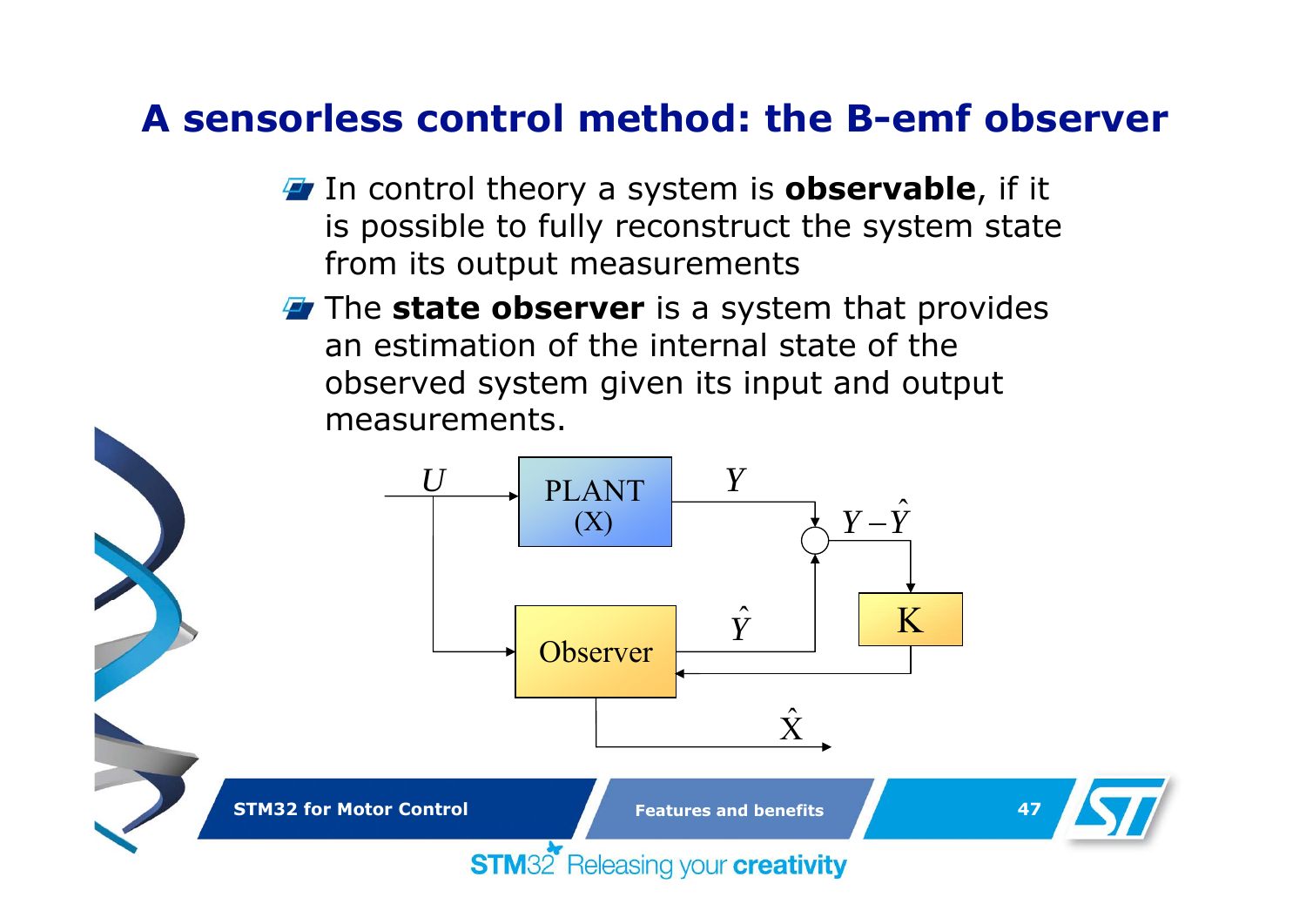# A sensorless control method: the B-emf observer

- In control theory a system is **observable**, if it is possible to fully reconstruct the system state from its output measurements
- The **state observer** is a system that provides an estimation of the internal state of the observed system given its input and output measurements.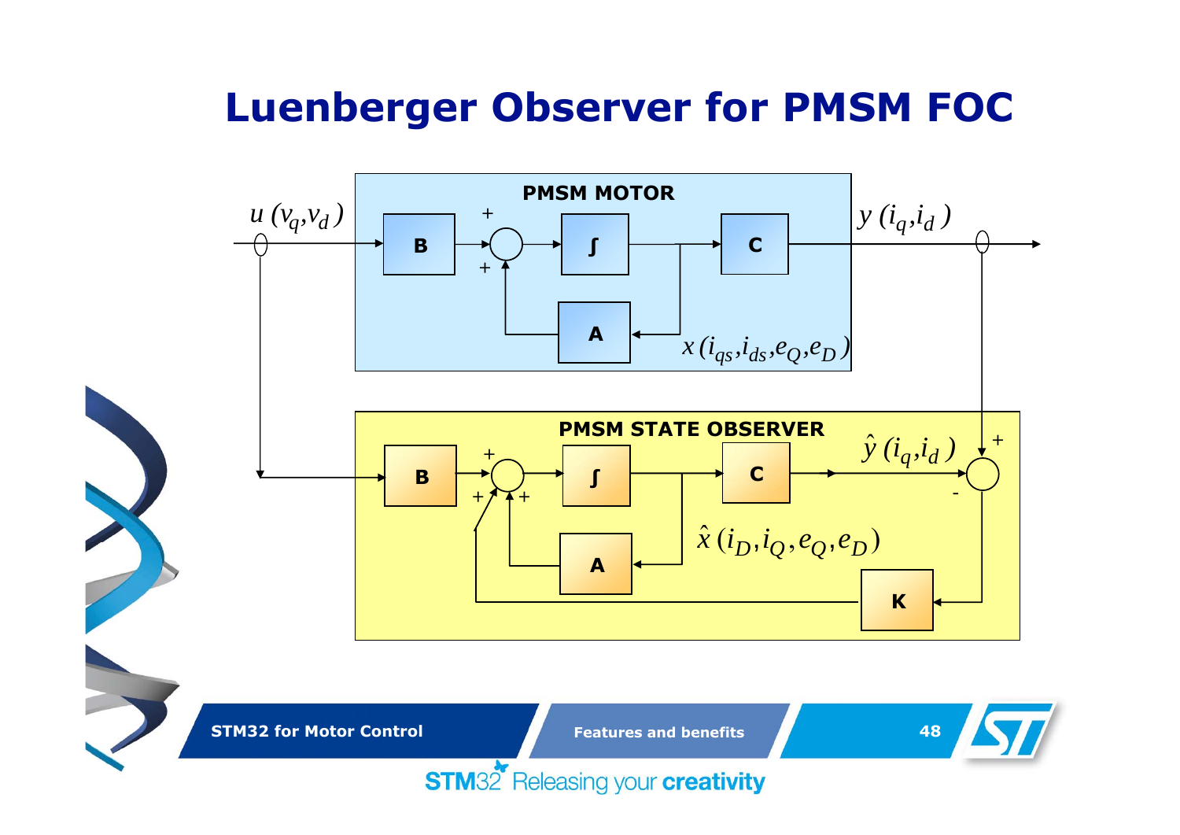# Luenberger Observer for PMSM FOC

**PMSM MOTOR**

$u\,(v_q, v_d)$

B, ∫, C, A

$y\,(i_q, i_d)$

$x\,(i_{qs}, i_{ds}, e_Q, e_D)$

**PMSM STATE OBSERVER**

B, ∫, C, A, K

$\hat{y}\,(i_q, i_d)$

$\hat{x}\,(i_D, i_Q, e_Q, e_D)$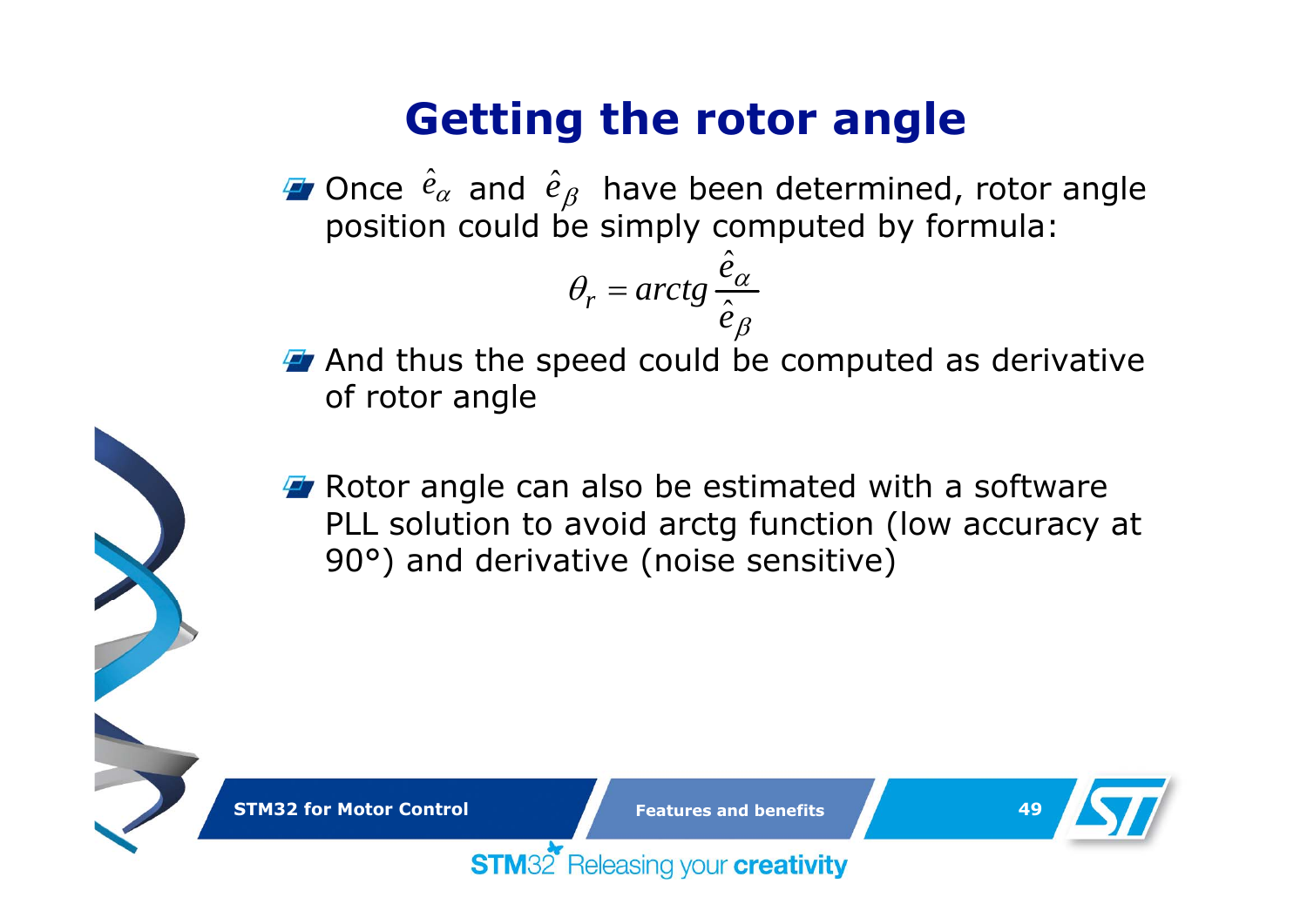# Getting the rotor angle

- Once $\hat{e}_\alpha$ and $\hat{e}_\beta$ have been determined, rotor angle position could be simply computed by formula:

$$\theta_r = arctg \frac{\hat{e}_\alpha}{\hat{e}_\beta}$$

- And thus the speed could be computed as derivative of rotor angle

- Rotor angle can also be estimated with a software PLL solution to avoid arctg function (low accuracy at 90°) and derivative (noise sensitive)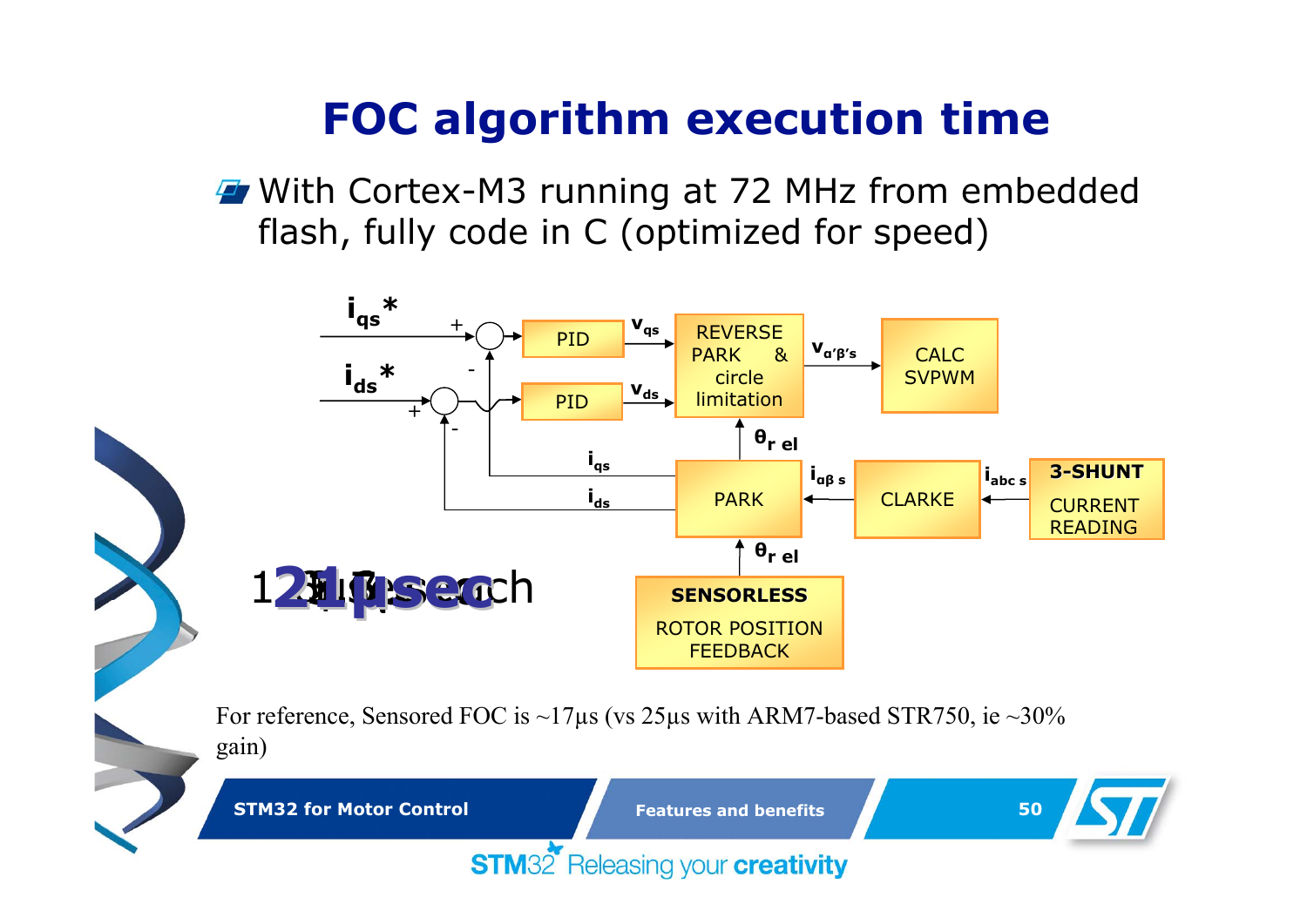# FOC algorithm execution time

- With Cortex-M3 running at 72 MHz from embedded flash, fully code in C (optimized for speed)

$i_{qs}^*$ → + → PID → $v_{qs}$ → REVERSE PARK & circle limitation → $v_{\alpha'\beta's}$ → CALC SVPWM

$i_{ds}^*$ → + → PID → $v_{ds}$

3-SHUNT CURRENT READING → $i_{abc\ s}$ → CLARKE → $i_{\alpha\beta\ s}$ → PARK → $i_{qs}$, $i_{ds}$ (feedback, -)

SENSORLESS ROTOR POSITION FEEDBACK → $\theta_{r\ el}$ → PARK → $\theta_{r\ el}$ → REVERSE PARK & circle limitation

**21µsec**

For reference, Sensored FOC is ~17µs (vs 25µs with ARM7-based STR750, ie ~30% gain)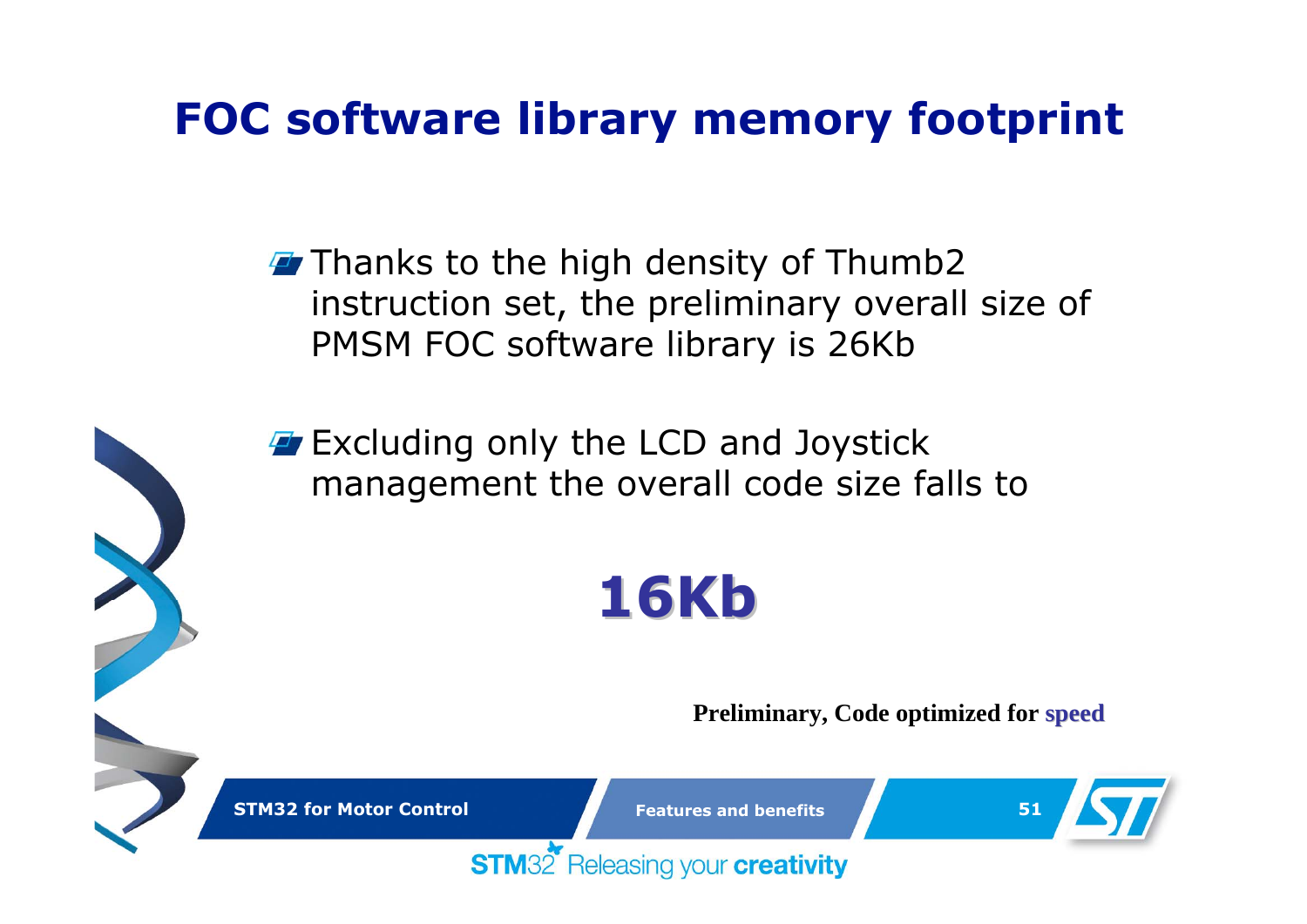# FOC software library memory footprint

- Thanks to the high density of Thumb2 instruction set, the preliminary overall size of PMSM FOC software library is 26Kb

- Excluding only the LCD and Joystick management the overall code size falls to

**16Kb**

**Preliminary, Code optimized for speed**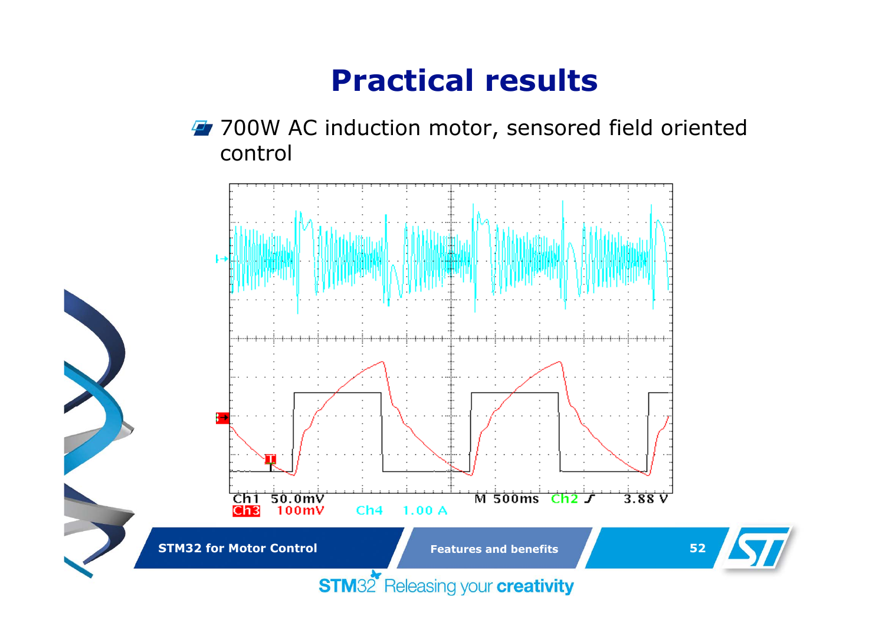# Practical results

- 700W AC induction motor, sensored field oriented control

Ch1 50.0mV M 500ms Ch2 ∫ 3.88 V
Ch3 100mV Ch4 1.00 A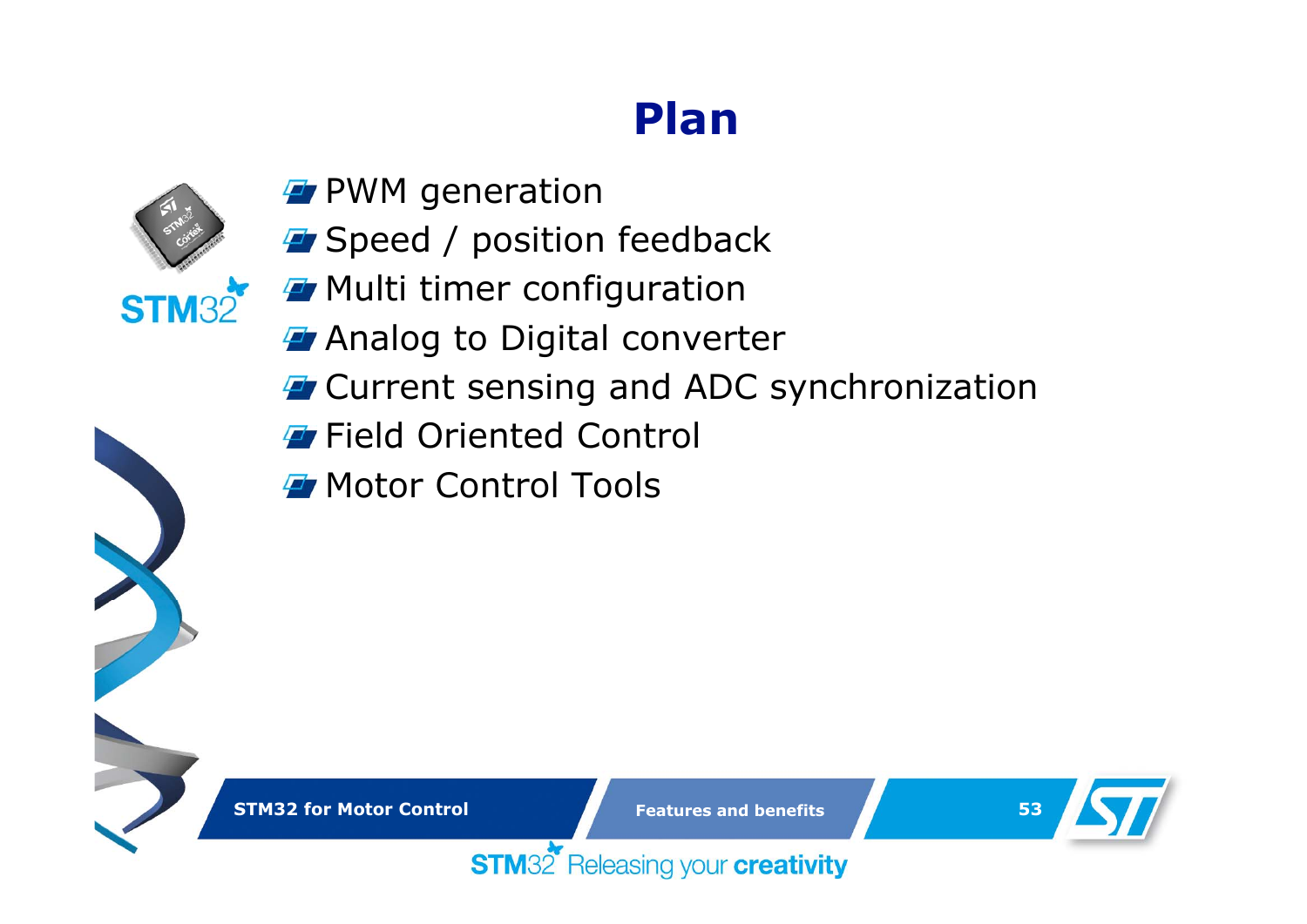# Plan

- PWM generation
- Speed / position feedback
- Multi timer configuration
- Analog to Digital converter
- Current sensing and ADC synchronization
- Field Oriented Control
- Motor Control Tools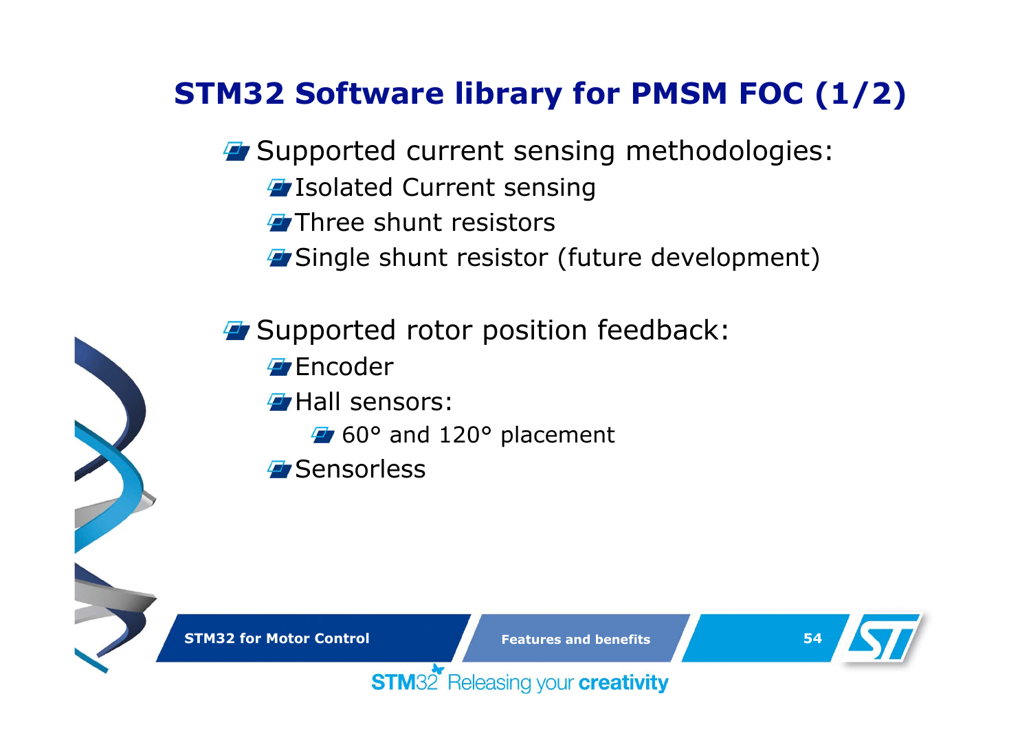## STM32 Software library for PMSM FOC (1/2)

- Supported current sensing methodologies:
  - Isolated Current sensing
  - Three shunt resistors
  - Single shunt resistor (future development)

- Supported rotor position feedback:
  - Encoder
  - Hall sensors:
    - 60° and 120° placement
  - Sensorless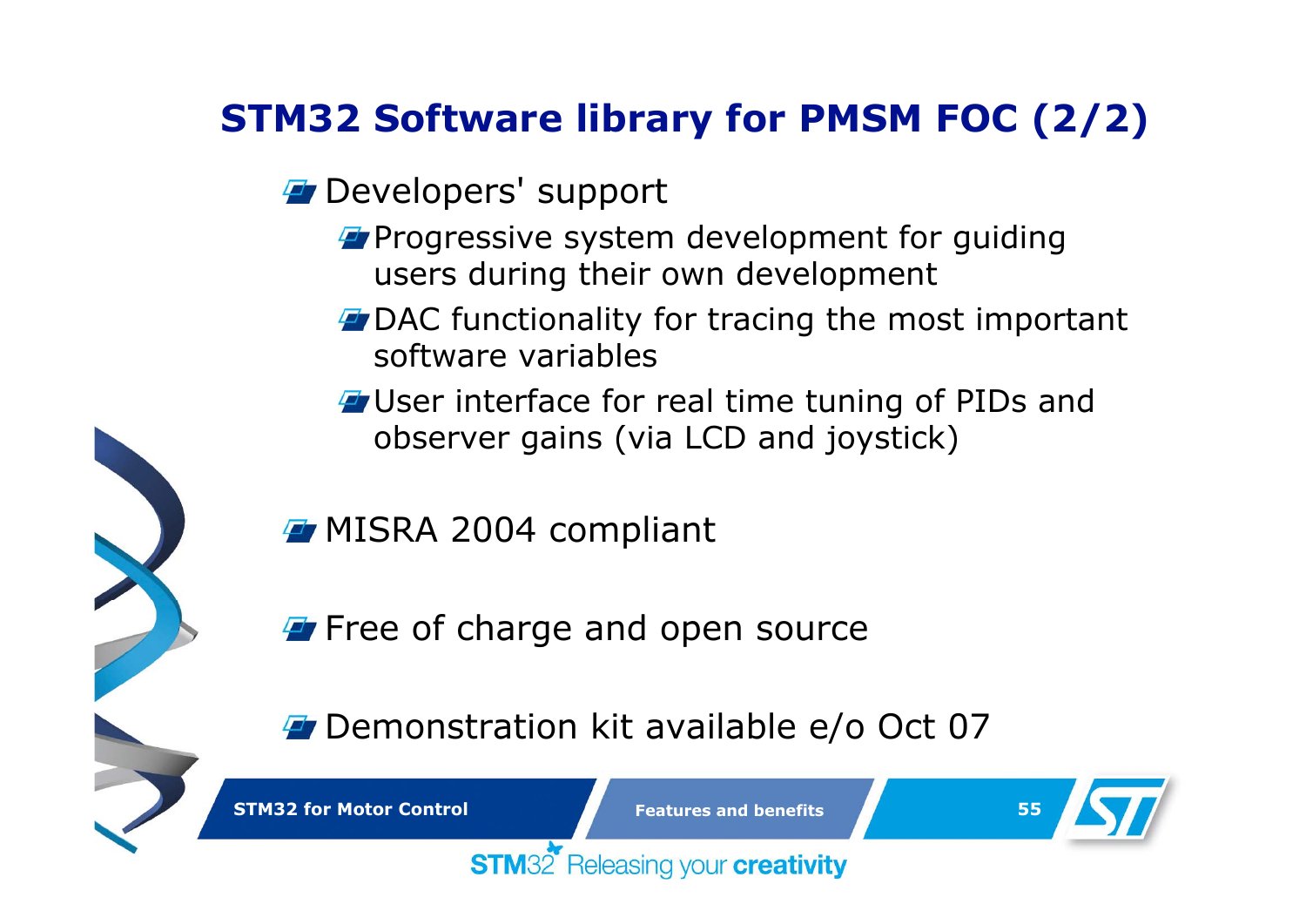## STM32 Software library for PMSM FOC (2/2)

- Developers' support
  - Progressive system development for guiding users during their own development
  - DAC functionality for tracing the most important software variables
  - User interface for real time tuning of PIDs and observer gains (via LCD and joystick)
- MISRA 2004 compliant
- Free of charge and open source
- Demonstration kit available e/o Oct 07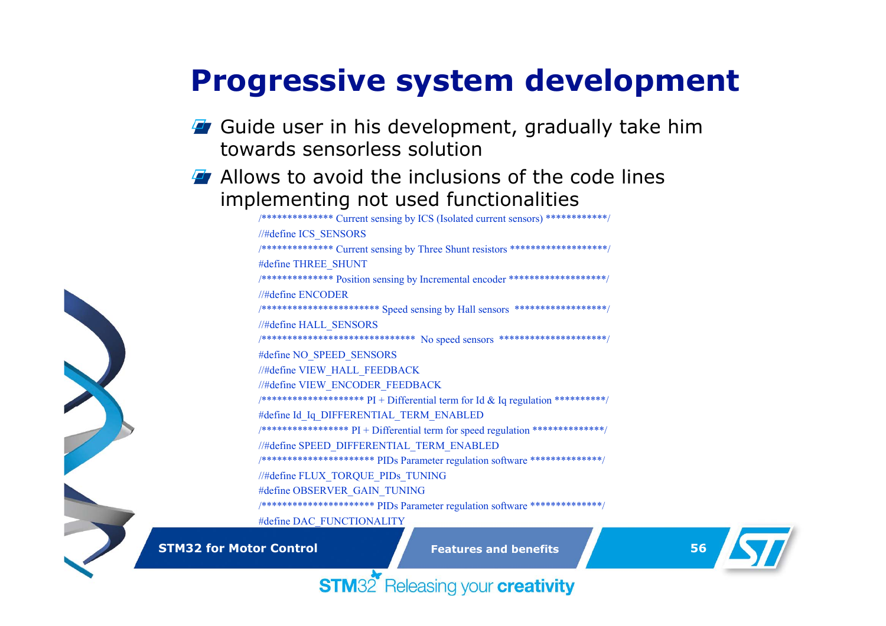# Progressive system development

- Guide user in his development, gradually take him towards sensorless solution
- Allows to avoid the inclusions of the code lines implementing not used functionalities

```
/************** Current sensing by ICS (Isolated current sensors) ************/
//#define ICS_SENSORS
/************** Current sensing by Three Shunt resistors *******************/
#define THREE_SHUNT
/************** Position sensing by Incremental encoder *******************/
//#define ENCODER
/*********************** Speed sensing by Hall sensors  ******************/
//#define HALL_SENSORS
/******************************  No speed sensors  *********************/
#define NO_SPEED_SENSORS
//#define VIEW_HALL_FEEDBACK
//#define VIEW_ENCODER_FEEDBACK
/******************** PI + Differential term for Id & Iq regulation **********/
#define Id_Iq_DIFFERENTIAL_TERM_ENABLED
/***************** PI + Differential term for speed regulation **************/
//#define SPEED_DIFFERENTIAL_TERM_ENABLED
/********************** PIDs Parameter regulation software **************/
//#define FLUX_TORQUE_PIDs_TUNING
#define OBSERVER_GAIN_TUNING
/********************** PIDs Parameter regulation software **************/
#define DAC_FUNCTIONALITY
```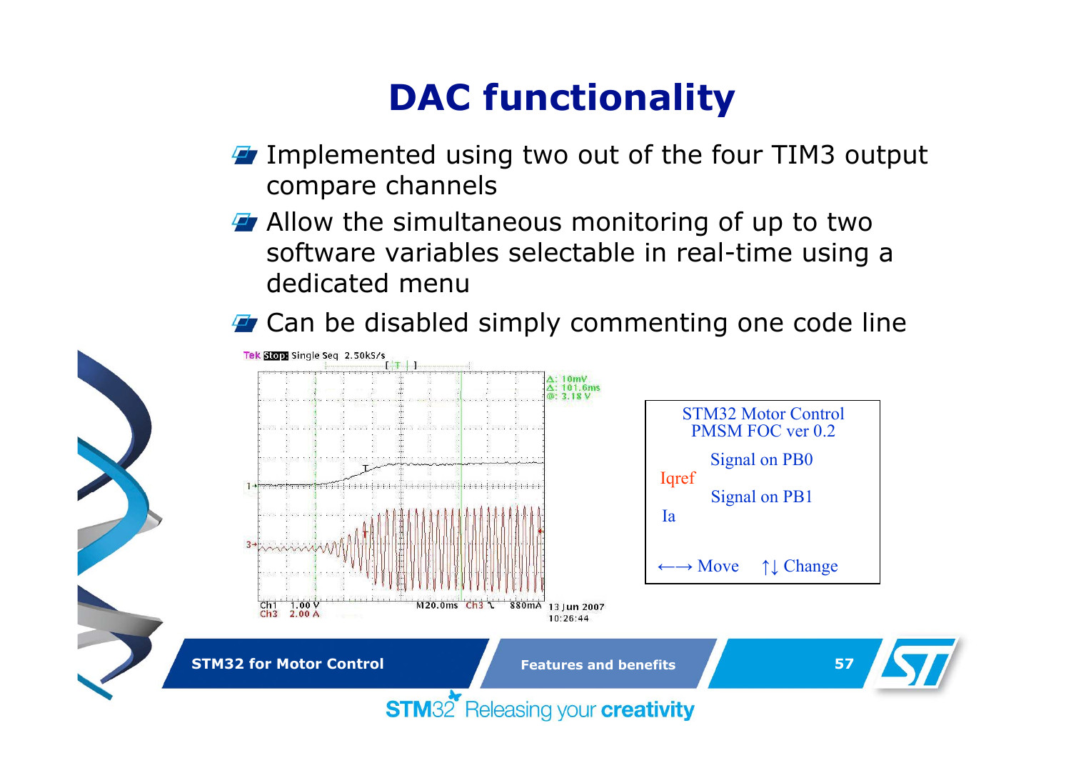# DAC functionality

- Implemented using two out of the four TIM3 output compare channels
- Allow the simultaneous monitoring of up to two software variables selectable in real-time using a dedicated menu
- Can be disabled simply commenting one code line

STM32 Motor Control
PMSM FOC ver 0.2

Signal on PB0
Iqref

Signal on PB1
Ia

←→ Move ↑↓ Change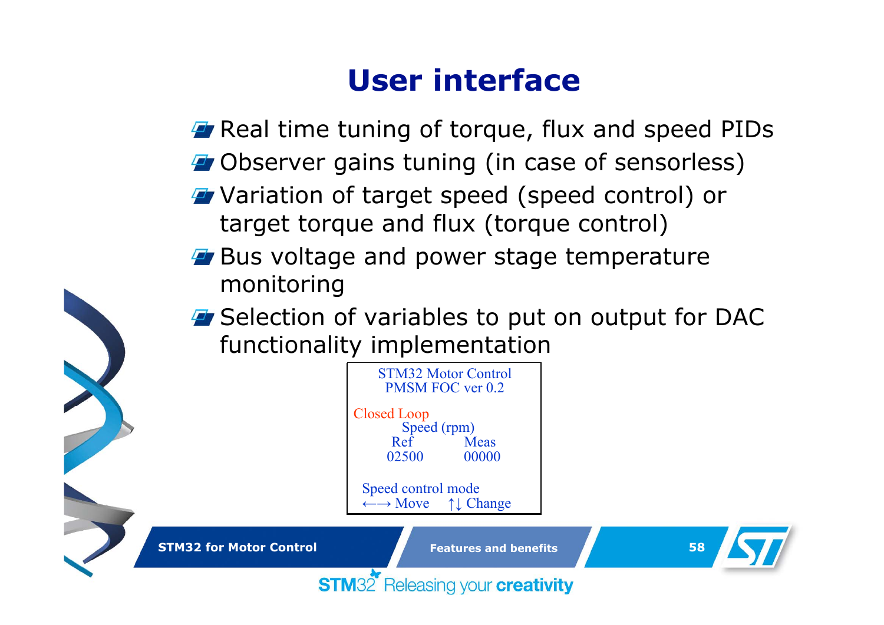# User interface

- Real time tuning of torque, flux and speed PIDs
- Observer gains tuning (in case of sensorless)
- Variation of target speed (speed control) or target torque and flux (torque control)
- Bus voltage and power stage temperature monitoring
- Selection of variables to put on output for DAC functionality implementation

```
STM32 Motor Control
PMSM FOC ver 0.2

Closed Loop
        Speed (rpm)
    Ref           Meas
    02500         00000

Speed control mode
←→ Move     ↑↓ Change
```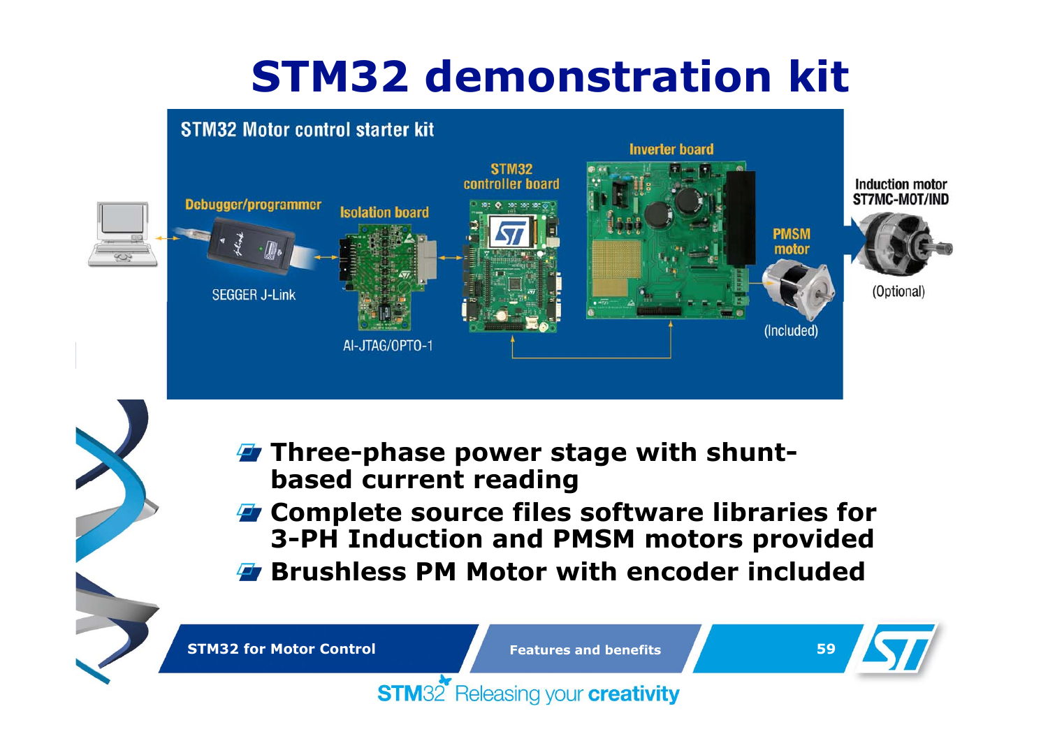# STM32 demonstration kit

STM32 Motor control starter kit

Debugger/programmer — SEGGER J-Link

Isolation board — AI-JTAG/OPTO-1

STM32 controller board

Inverter board

PMSM motor (Included)

Induction motor ST7MC-MOT/IND (Optional)

- **Three-phase power stage with shunt-based current reading**
- **Complete source files software libraries for 3-PH Induction and PMSM motors provided**
- **Brushless PM Motor with encoder included**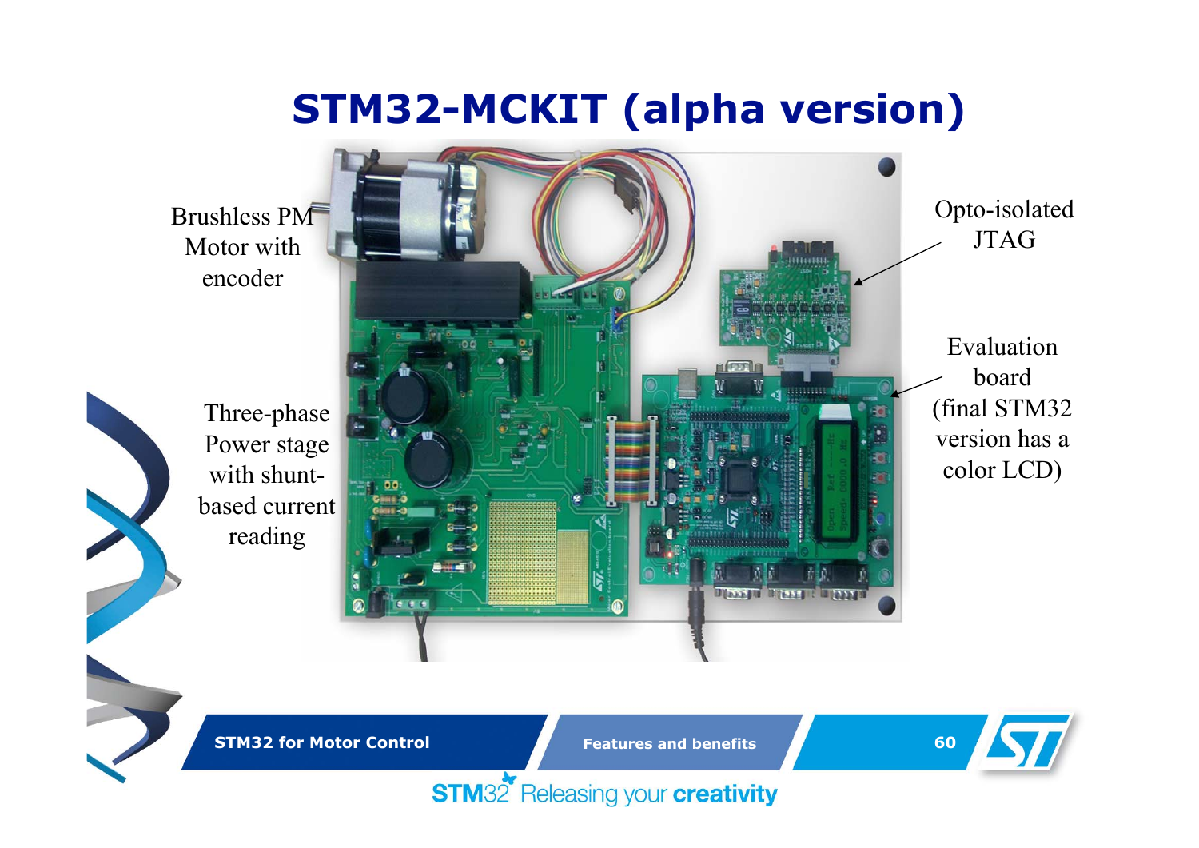# STM32-MCKIT (alpha version)

Brushless PM Motor with encoder

Three-phase Power stage with shunt-based current reading

Opto-isolated JTAG

Evaluation board (final STM32 version has a color LCD)